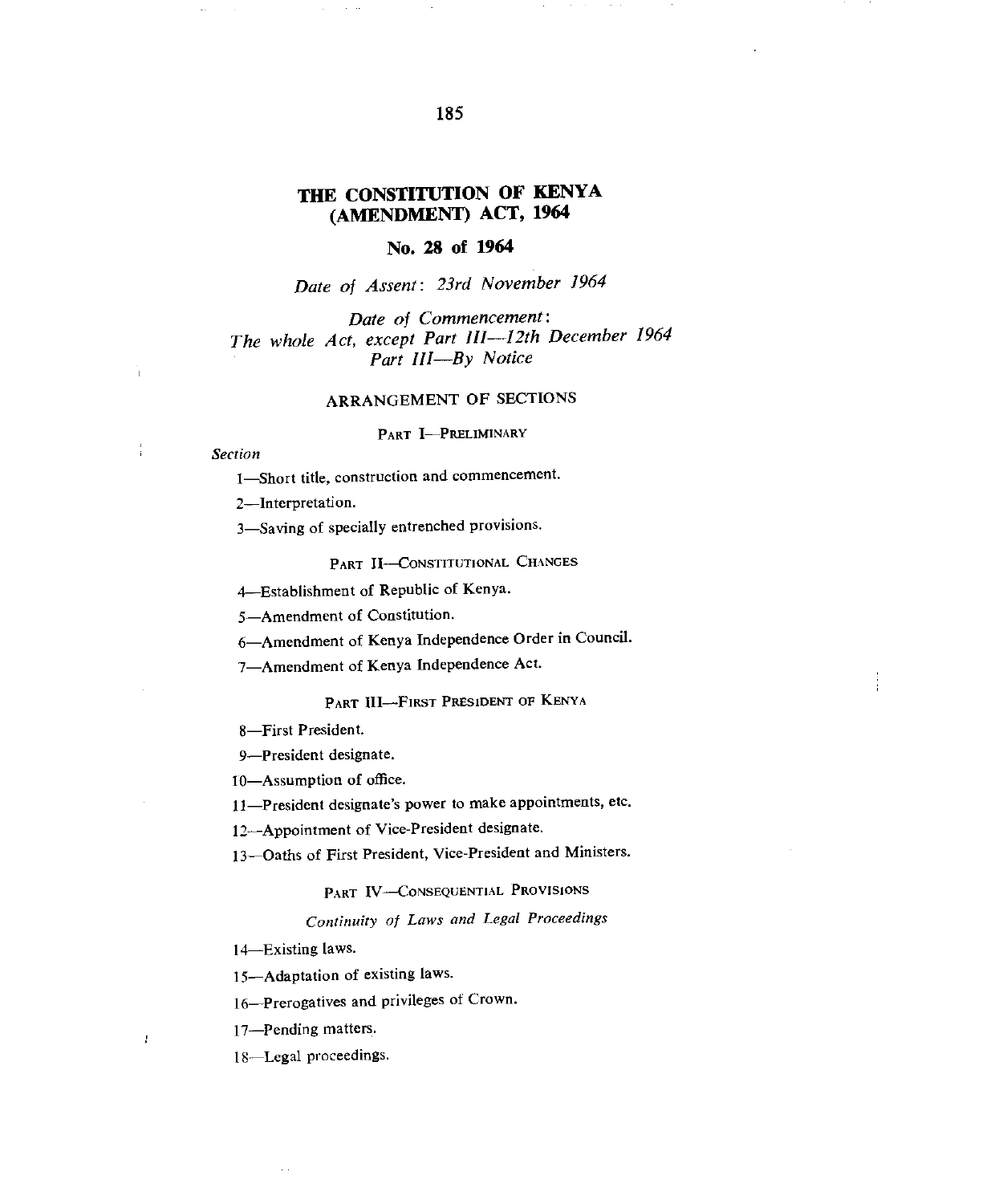# THE CONSTITUTION OF KENYA (AMENDMENT) ACT, 1964

## No. 28 of 1964

*Date of Assent: 23rd November 1964*

*Date of Commencement:*
*The whole Act, except Part III—12th December 1964*
*Part III—By Notice*

### ARRANGEMENT OF SECTIONS

PART I—PRELIMINARY

*Section*

1—Short title, construction and commencement.

2—Interpretation.

3—Saving of specially entrenched provisions.

PART II—CONSTITUTIONAL CHANGES

4—Establishment of Republic of Kenya.

5—Amendment of Constitution.

6—Amendment of Kenya Independence Order in Council.

7—Amendment of Kenya Independence Act.

PART III—FIRST PRESIDENT OF KENYA

8—First President.

9—President designate.

10—Assumption of office.

11—President designate's power to make appointments, etc.

12—Appointment of Vice-President designate.

13—Oaths of First President, Vice-President and Ministers.

PART IV—CONSEQUENTIAL PROVISIONS

*Continuity of Laws and Legal Proceedings*

14—Existing laws.

15—Adaptation of existing laws.

16—Prerogatives and privileges of Crown.

17—Pending matters.

18—Legal proceedings.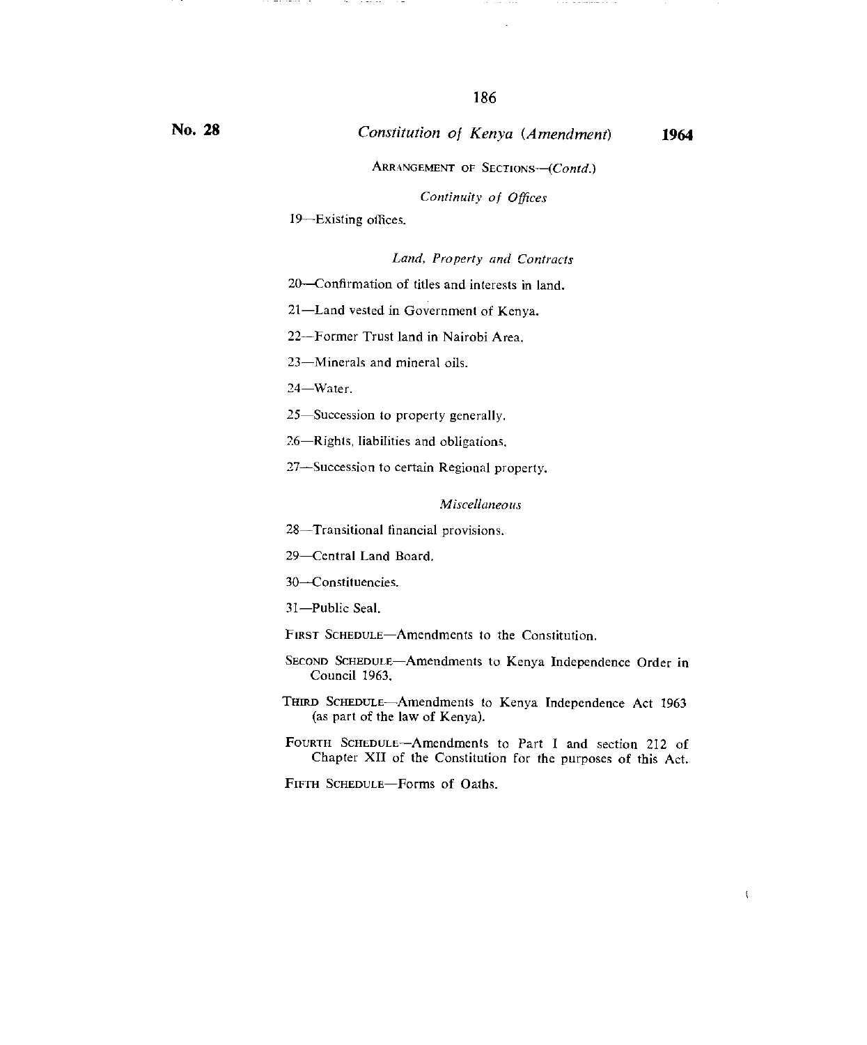ARRANGEMENT OF SECTIONS—(*Contd.*)

*Continuity of Offices*

19—Existing offices.

*Land, Property and Contracts*

20—Confirmation of titles and interests in land.

21—Land vested in Government of Kenya.

22—Former Trust land in Nairobi Area.

23—Minerals and mineral oils.

24—Water.

25—Succession to property generally.

26—Rights, liabilities and obligations.

27—Succession to certain Regional property.

*Miscellaneous*

28—Transitional financial provisions.

29—Central Land Board.

30—Constituencies.

31—Public Seal.

FIRST SCHEDULE—Amendments to the Constitution.

SECOND SCHEDULE—Amendments to Kenya Independence Order in Council 1963.

THIRD SCHEDULE—Amendments to Kenya Independence Act 1963 (as part of the law of Kenya).

FOURTH SCHEDULE—Amendments to Part I and section 212 of Chapter XII of the Constitution for the purposes of this Act.

FIFTH SCHEDULE—Forms of Oaths.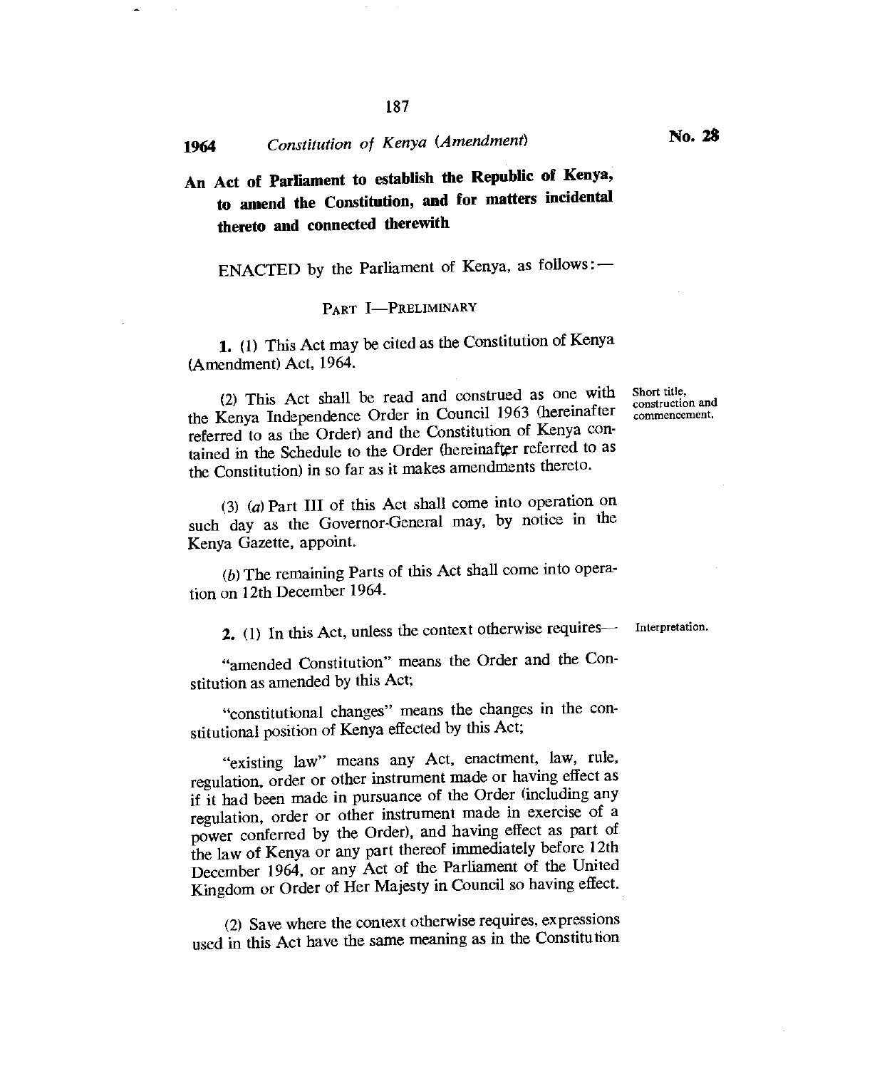**1964 *Constitution of Kenya (Amendment)* No. 28**

# An Act of Parliament to establish the Republic of Kenya, to amend the Constitution, and for matters incidental thereto and connected therewith

ENACTED by the Parliament of Kenya, as follows:—

## PART I—PRELIMINARY

Short title, construction and commencement.

**1.** (1) This Act may be cited as the Constitution of Kenya (Amendment) Act, 1964.

(2) This Act shall be read and construed as one with the Kenya Independence Order in Council 1963 (hereinafter referred to as the Order) and the Constitution of Kenya contained in the Schedule to the Order (hereinafter referred to as the Constitution) in so far as it makes amendments thereto.

(3) (*a*) Part III of this Act shall come into operation on such day as the Governor-General may, by notice in the Kenya Gazette, appoint.

(*b*) The remaining Parts of this Act shall come into operation on 12th December 1964.

Interpretation.

**2.** (1) In this Act, unless the context otherwise requires—

"amended Constitution" means the Order and the Constitution as amended by this Act;

"constitutional changes" means the changes in the constitutional position of Kenya effected by this Act;

"existing law" means any Act, enactment, law, rule, regulation, order or other instrument made or having effect as if it had been made in pursuance of the Order (including any regulation, order or other instrument made in exercise of a power conferred by the Order), and having effect as part of the law of Kenya or any part thereof immediately before 12th December 1964, or any Act of the Parliament of the United Kingdom or Order of Her Majesty in Council so having effect.

(2) Save where the context otherwise requires, expressions used in this Act have the same meaning as in the Constitution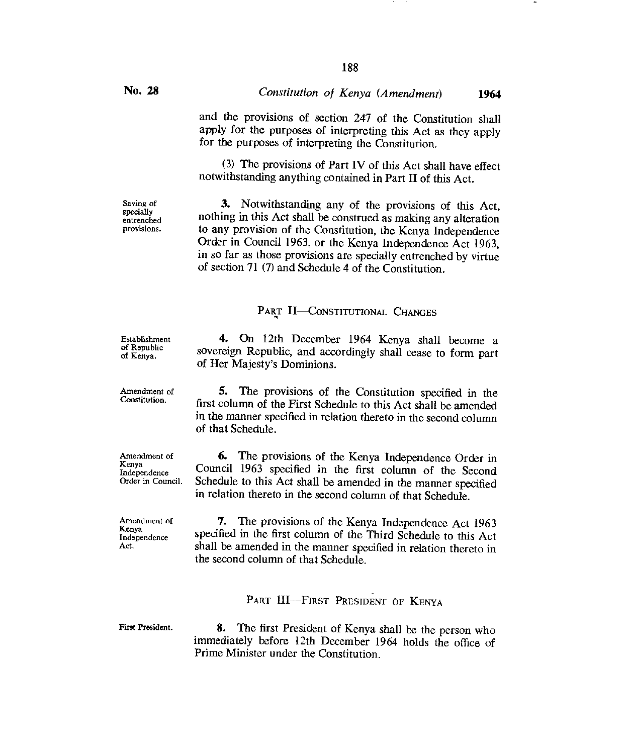and the provisions of section 247 of the Constitution shall apply for the purposes of interpreting this Act as they apply for the purposes of interpreting the Constitution.

(3) The provisions of Part IV of this Act shall have effect notwithstanding anything contained in Part II of this Act.

Saving of specially entrenched provisions.

**3.** Notwithstanding any of the provisions of this Act, nothing in this Act shall be construed as making any alteration to any provision of the Constitution, the Kenya Independence Order in Council 1963, or the Kenya Independence Act 1963, in so far as those provisions are specially entrenched by virtue of section 71 (7) and Schedule 4 of the Constitution.

## PART II—CONSTITUTIONAL CHANGES

Establishment of Republic of Kenya.

**4.** On 12th December 1964 Kenya shall become a sovereign Republic, and accordingly shall cease to form part of Her Majesty's Dominions.

Amendment of Constitution.

**5.** The provisions of the Constitution specified in the first column of the First Schedule to this Act shall be amended in the manner specified in relation thereto in the second column of that Schedule.

Amendment of Kenya Independence Order in Council.

**6.** The provisions of the Kenya Independence Order in Council 1963 specified in the first column of the Second Schedule to this Act shall be amended in the manner specified in relation thereto in the second column of that Schedule.

Amendment of Kenya Independence Act.

**7.** The provisions of the Kenya Independence Act 1963 specified in the first column of the Third Schedule to this Act shall be amended in the manner specified in relation thereto in the second column of that Schedule.

## PART III—FIRST PRESIDENT OF KENYA

First President.

**8.** The first President of Kenya shall be the person who immediately before 12th December 1964 holds the office of Prime Minister under the Constitution.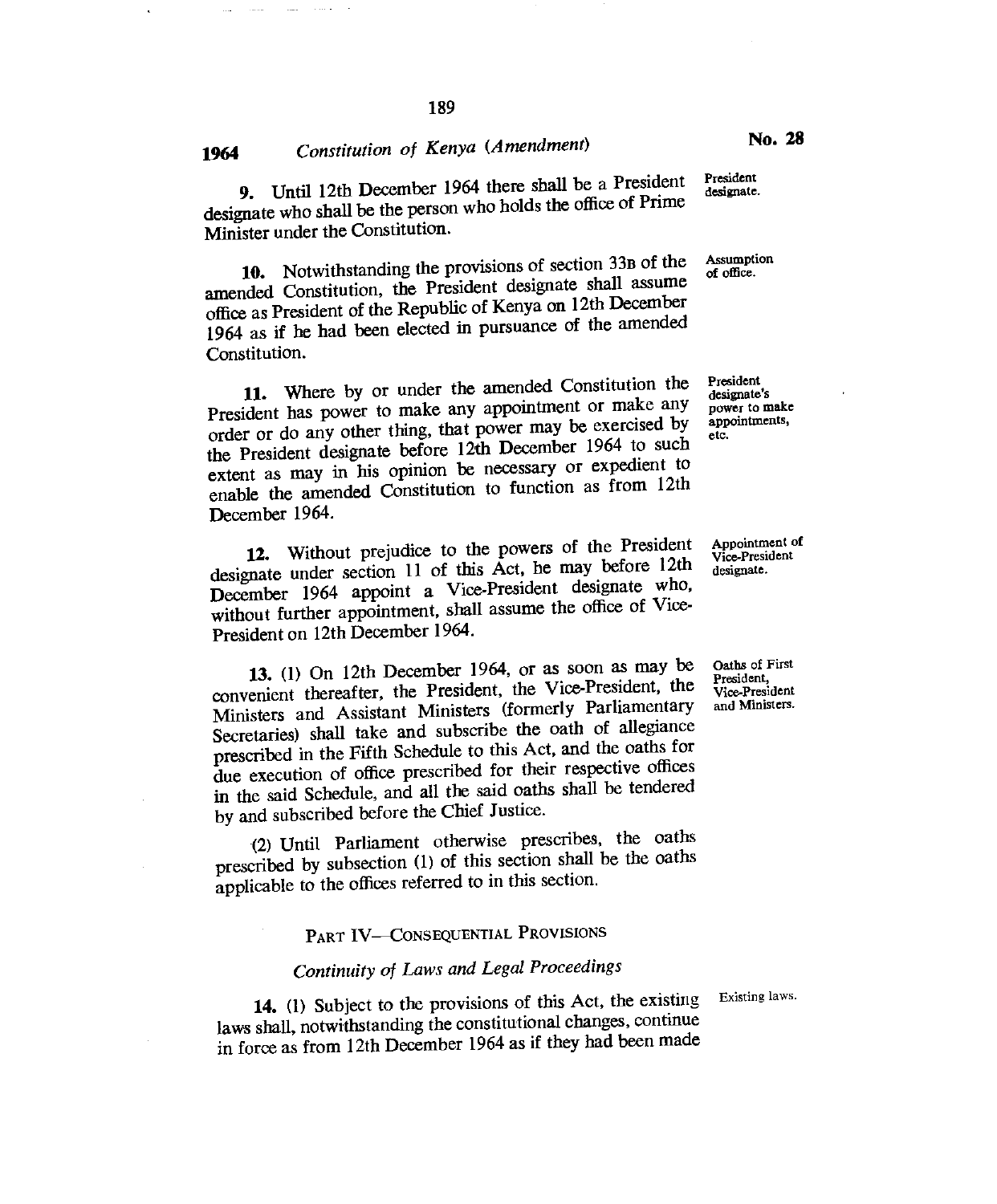**President designate.**

**9.** Until 12th December 1964 there shall be a President designate who shall be the person who holds the office of Prime Minister under the Constitution.

**Assumption of office.**

**10.** Notwithstanding the provisions of section 33B of the amended Constitution, the President designate shall assume office as President of the Republic of Kenya on 12th December 1964 as if he had been elected in pursuance of the amended Constitution.

**President designate's power to make appointments, etc.**

**11.** Where by or under the amended Constitution the President has power to make any appointment or make any order or do any other thing, that power may be exercised by the President designate before 12th December 1964 to such extent as may in his opinion be necessary or expedient to enable the amended Constitution to function as from 12th December 1964.

**Appointment of Vice-President designate.**

**12.** Without prejudice to the powers of the President designate under section 11 of this Act, he may before 12th December 1964 appoint a Vice-President designate who, without further appointment, shall assume the office of Vice-President on 12th December 1964.

**Oaths of First President, Vice-President and Ministers.**

**13.** (1) On 12th December 1964, or as soon as may be convenient thereafter, the President, the Vice-President, the Ministers and Assistant Ministers (formerly Parliamentary Secretaries) shall take and subscribe the oath of allegiance prescribed in the Fifth Schedule to this Act, and the oaths for due execution of office prescribed for their respective offices in the said Schedule, and all the said oaths shall be tendered by and subscribed before the Chief Justice.

(2) Until Parliament otherwise prescribes, the oaths prescribed by subsection (1) of this section shall be the oaths applicable to the offices referred to in this section.

## PART IV—CONSEQUENTIAL PROVISIONS

### *Continuity of Laws and Legal Proceedings*

**Existing laws.**

**14.** (1) Subject to the provisions of this Act, the existing laws shall, notwithstanding the constitutional changes, continue in force as from 12th December 1964 as if they had been made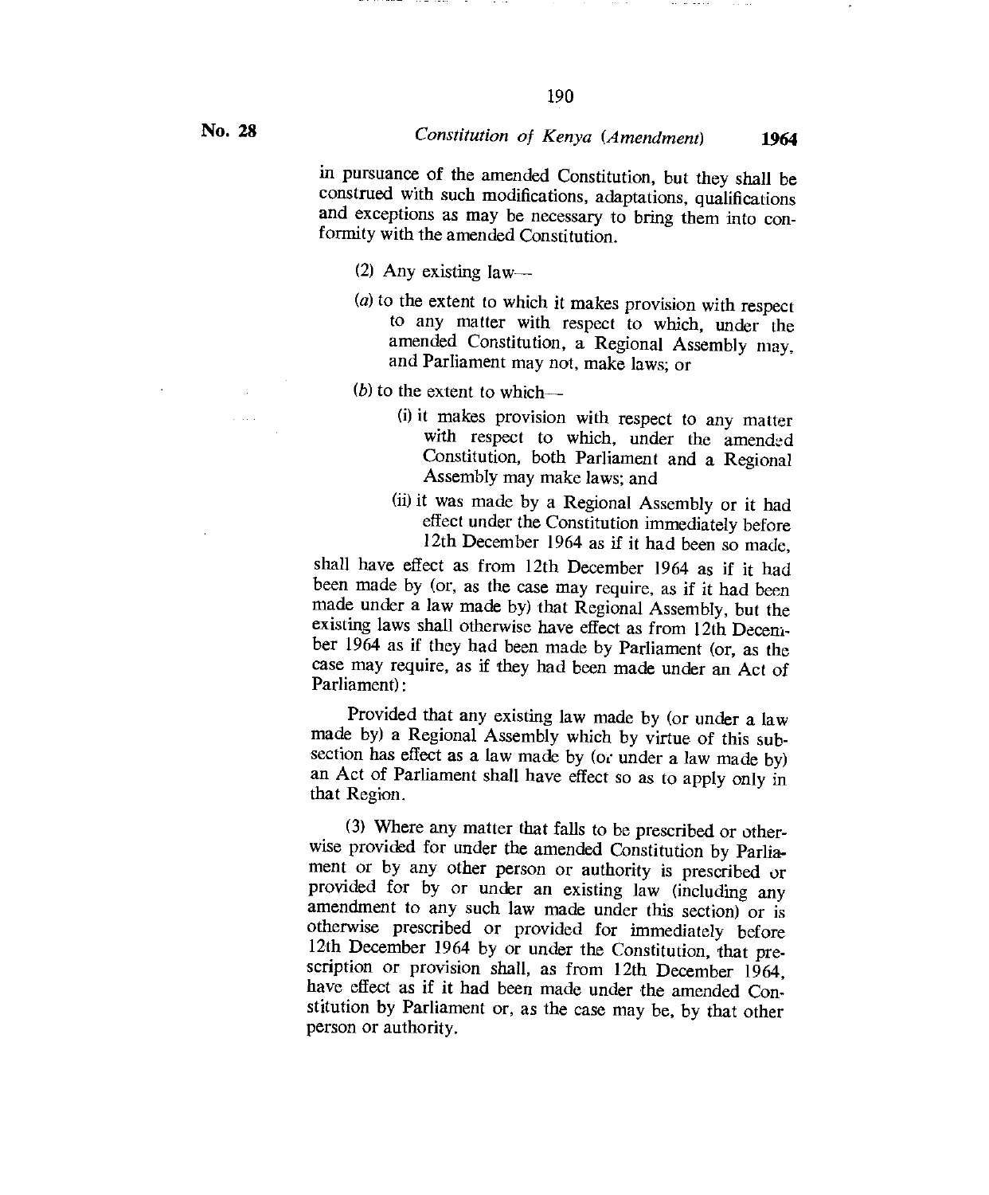in pursuance of the amended Constitution, but they shall be construed with such modifications, adaptations, qualifications and exceptions as may be necessary to bring them into conformity with the amended Constitution.

(2) Any existing law—

(*a*) to the extent to which it makes provision with respect to any matter with respect to which, under the amended Constitution, a Regional Assembly may, and Parliament may not, make laws; or

(*b*) to the extent to which—

(i) it makes provision with respect to any matter with respect to which, under the amended Constitution, both Parliament and a Regional Assembly may make laws; and

(ii) it was made by a Regional Assembly or it had effect under the Constitution immediately before 12th December 1964 as if it had been so made,

shall have effect as from 12th December 1964 as if it had been made by (or, as the case may require, as if it had been made under a law made by) that Regional Assembly, but the existing laws shall otherwise have effect as from 12th December 1964 as if they had been made by Parliament (or, as the case may require, as if they had been made under an Act of Parliament):

Provided that any existing law made by (or under a law made by) a Regional Assembly which by virtue of this subsection has effect as a law made by (or under a law made by) an Act of Parliament shall have effect so as to apply only in that Region.

(3) Where any matter that falls to be prescribed or otherwise provided for under the amended Constitution by Parliament or by any other person or authority is prescribed or provided for by or under an existing law (including any amendment to any such law made under this section) or is otherwise prescribed or provided for immediately before 12th December 1964 by or under the Constitution, that prescription or provision shall, as from 12th December 1964, have effect as if it had been made under the amended Constitution by Parliament or, as the case may be, by that other person or authority.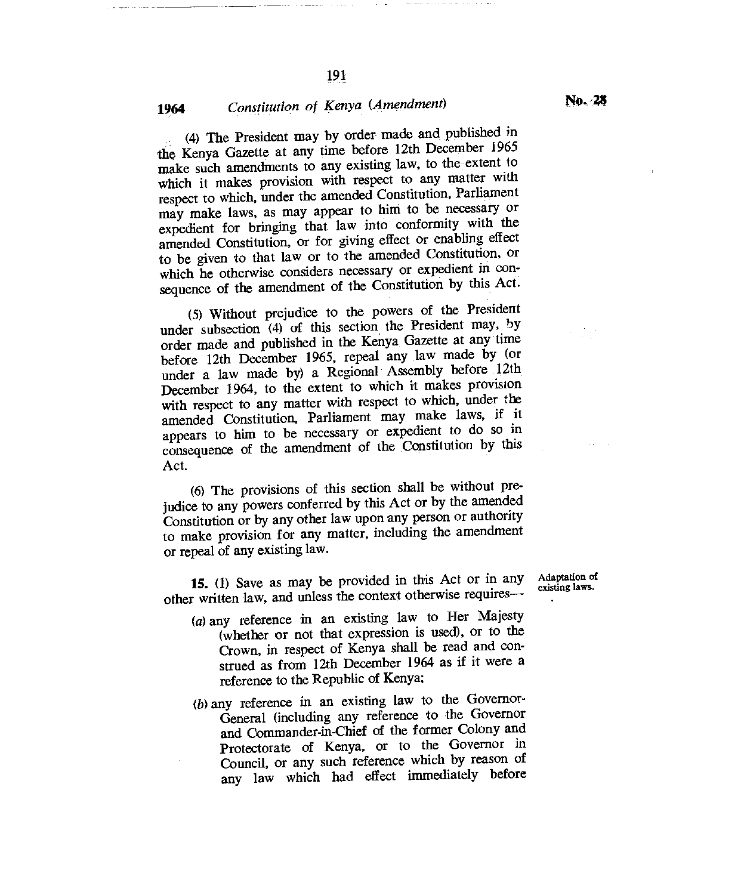(4) The President may by order made and published in the Kenya Gazette at any time before 12th December 1965 make such amendments to any existing law, to the extent to which it makes provision with respect to any matter with respect to which, under the amended Constitution, Parliament may make laws, as may appear to him to be necessary or expedient for bringing that law into conformity with the amended Constitution, or for giving effect or enabling effect to be given to that law or to the amended Constitution, or which he otherwise considers necessary or expedient in consequence of the amendment of the Constitution by this Act.

(5) Without prejudice to the powers of the President under subsection (4) of this section the President may, by order made and published in the Kenya Gazette at any time before 12th December 1965, repeal any law made by (or under a law made by) a Regional Assembly before 12th December 1964, to the extent to which it makes provision with respect to any matter with respect to which, under the amended Constitution, Parliament may make laws, if it appears to him to be necessary or expedient to do so in consequence of the amendment of the Constitution by this Act.

(6) The provisions of this section shall be without prejudice to any powers conferred by this Act or by the amended Constitution or by any other law upon any person or authority to make provision for any matter, including the amendment or repeal of any existing law.

Adaptation of existing laws.

**15.** (1) Save as may be provided in this Act or in any other written law, and unless the context otherwise requires—

(*a*) any reference in an existing law to Her Majesty (whether or not that expression is used), or to the Crown, in respect of Kenya shall be read and construed as from 12th December 1964 as if it were a reference to the Republic of Kenya;

(*b*) any reference in an existing law to the Governor-General (including any reference to the Governor and Commander-in-Chief of the former Colony and Protectorate of Kenya, or to the Governor in Council, or any such reference which by reason of any law which had effect immediately before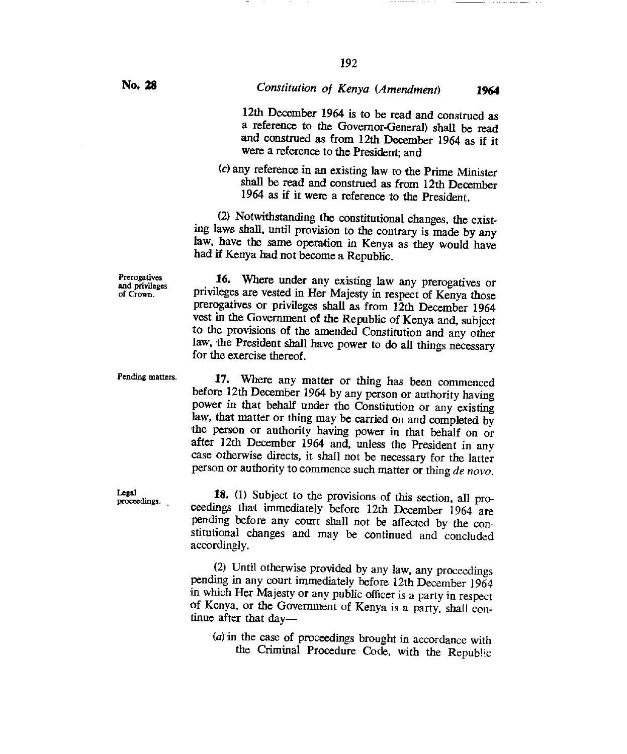12th December 1964 is to be read and construed as a reference to the Governor-General) shall be read and construed as from 12th December 1964 as if it were a reference to the President; and

(c) any reference in an existing law to the Prime Minister shall be read and construed as from 12th December 1964 as if it were a reference to the President.

(2) Notwithstanding the constitutional changes, the existing laws shall, until provision to the contrary is made by any law, have the same operation in Kenya as they would have had if Kenya had not become a Republic.

Prerogatives and privileges of Crown.

**16.** Where under any existing law any prerogatives or privileges are vested in Her Majesty in respect of Kenya those prerogatives or privileges shall as from 12th December 1964 vest in the Government of the Republic of Kenya and, subject to the provisions of the amended Constitution and any other law, the President shall have power to do all things necessary for the exercise thereof.

Pending matters.

**17.** Where any matter or thing has been commenced before 12th December 1964 by any person or authority having power in that behalf under the Constitution or any existing law, that matter or thing may be carried on and completed by the person or authority having power in that behalf on or after 12th December 1964 and, unless the President in any case otherwise directs, it shall not be necessary for the latter person or authority to commence such matter or thing *de novo*.

Legal proceedings.

**18.** (1) Subject to the provisions of this section, all proceedings that immediately before 12th December 1964 are pending before any court shall not be affected by the constitutional changes and may be continued and concluded accordingly.

(2) Until otherwise provided by any law, any proceedings pending in any court immediately before 12th December 1964 in which Her Majesty or any public officer is a party in respect of Kenya, or the Government of Kenya is a party, shall continue after that day—

(a) in the case of proceedings brought in accordance with the Criminal Procedure Code, with the Republic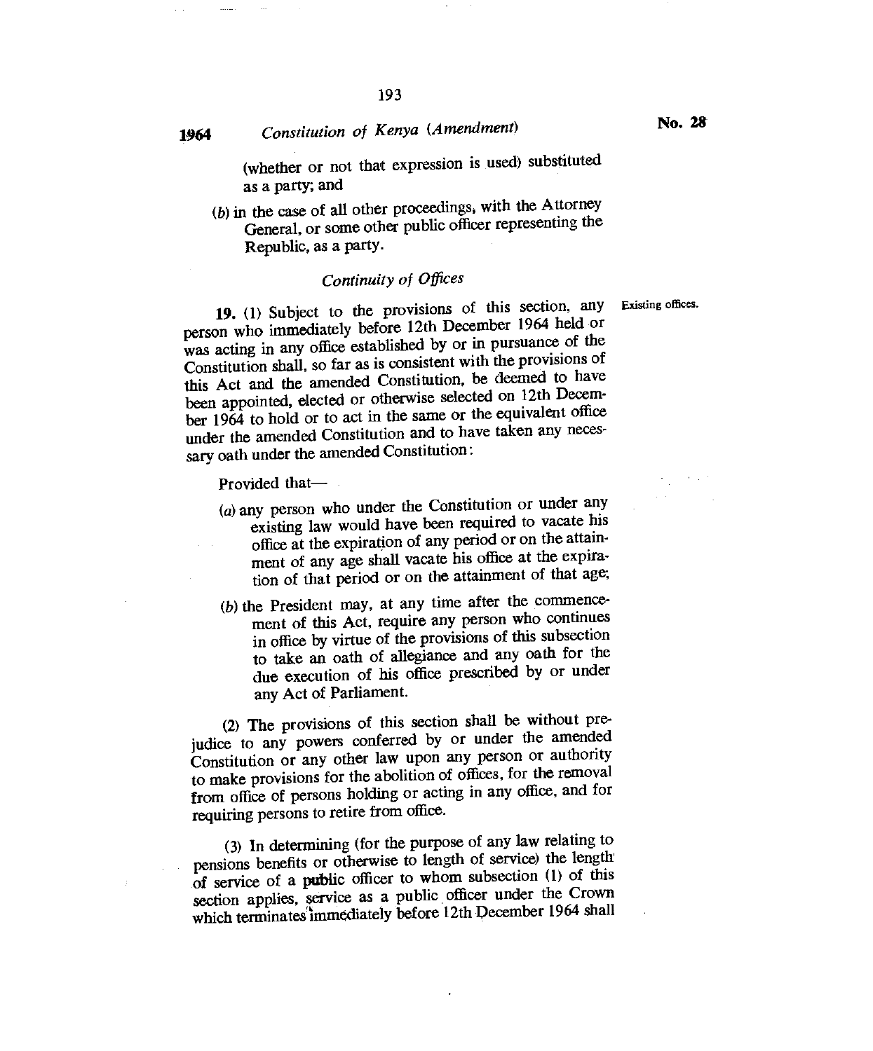(whether or not that expression is used) substituted as a party; and

(b) in the case of all other proceedings, with the Attorney General, or some other public officer representing the Republic, as a party.

### *Continuity of Offices*

Existing offices.

**19.** (1) Subject to the provisions of this section, any person who immediately before 12th December 1964 held or was acting in any office established by or in pursuance of the Constitution shall, so far as is consistent with the provisions of this Act and the amended Constitution, be deemed to have been appointed, elected or otherwise selected on 12th December 1964 to hold or to act in the same or the equivalent office under the amended Constitution and to have taken any necessary oath under the amended Constitution:

Provided that—

(a) any person who under the Constitution or under any existing law would have been required to vacate his office at the expiration of any period or on the attainment of any age shall vacate his office at the expiration of that period or on the attainment of that age;

(b) the President may, at any time after the commencement of this Act, require any person who continues in office by virtue of the provisions of this subsection to take an oath of allegiance and any oath for the due execution of his office prescribed by or under any Act of Parliament.

(2) The provisions of this section shall be without prejudice to any powers conferred by or under the amended Constitution or any other law upon any person or authority to make provisions for the abolition of offices, for the removal from office of persons holding or acting in any office, and for requiring persons to retire from office.

(3) In determining (for the purpose of any law relating to pensions benefits or otherwise to length of service) the length of service of a public officer to whom subsection (1) of this section applies, service as a public officer under the Crown which terminates immediately before 12th December 1964 shall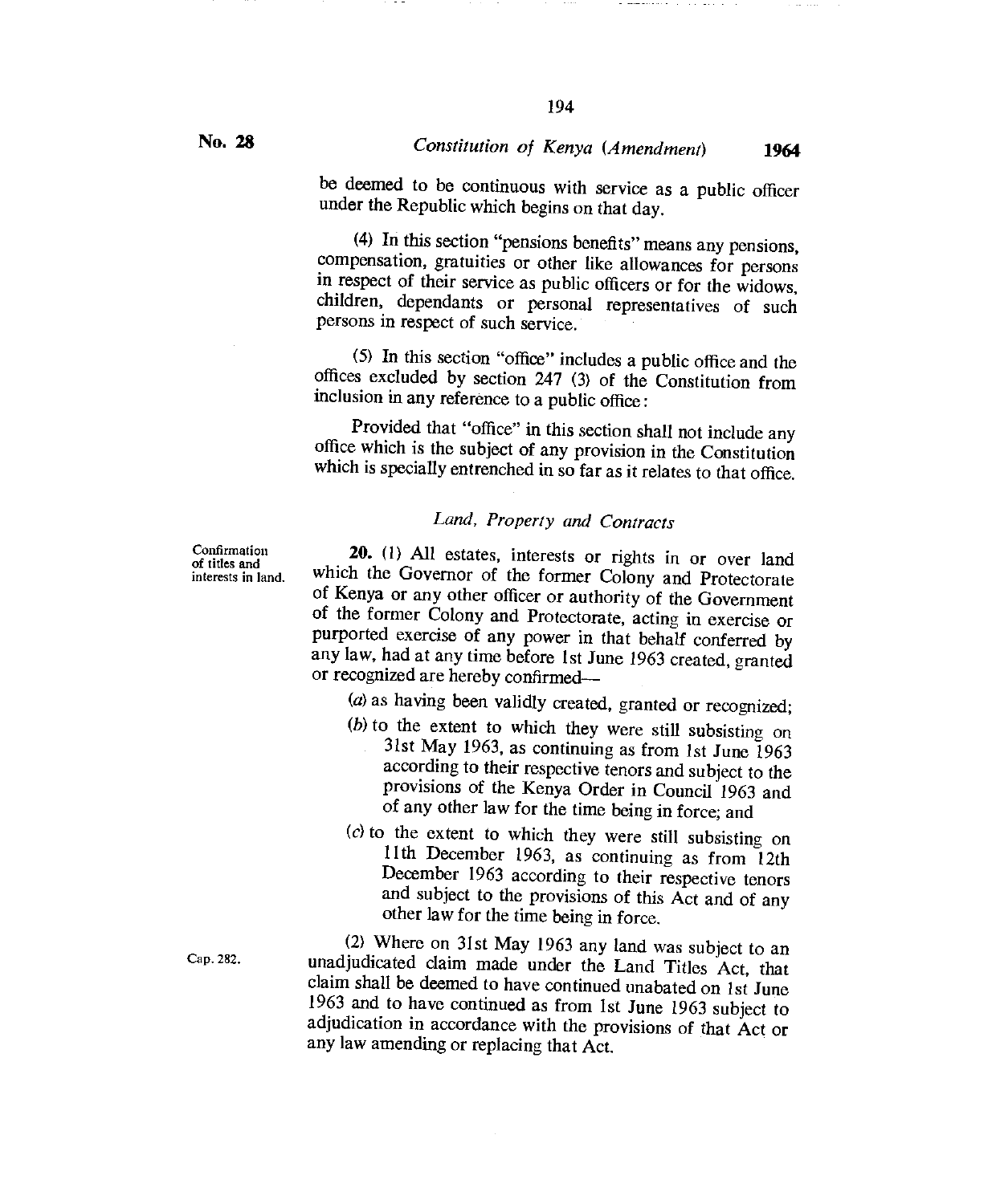be deemed to be continuous with service as a public officer under the Republic which begins on that day.

(4) In this section "pensions benefits" means any pensions, compensation, gratuities or other like allowances for persons in respect of their service as public officers or for the widows, children, dependants or personal representatives of such persons in respect of such service.

(5) In this section "office" includes a public office and the offices excluded by section 247 (3) of the Constitution from inclusion in any reference to a public office:

Provided that "office" in this section shall not include any office which is the subject of any provision in the Constitution which is specially entrenched in so far as it relates to that office.

*Land, Property and Contracts*

Confirmation of titles and interests in land.

**20.** (1) All estates, interests or rights in or over land which the Governor of the former Colony and Protectorate of Kenya or any other officer or authority of the Government of the former Colony and Protectorate, acting in exercise or purported exercise of any power in that behalf conferred by any law, had at any time before 1st June 1963 created, granted or recognized are hereby confirmed—

(*a*) as having been validly created, granted or recognized;

(*b*) to the extent to which they were still subsisting on 31st May 1963, as continuing as from 1st June 1963 according to their respective tenors and subject to the provisions of the Kenya Order in Council 1963 and of any other law for the time being in force; and

(*c*) to the extent to which they were still subsisting on 11th December 1963, as continuing as from 12th December 1963 according to their respective tenors and subject to the provisions of this Act and of any other law for the time being in force.

Cap. 282.

(2) Where on 31st May 1963 any land was subject to an unadjudicated claim made under the Land Titles Act, that claim shall be deemed to have continued unabated on 1st June 1963 and to have continued as from 1st June 1963 subject to adjudication in accordance with the provisions of that Act or any law amending or replacing that Act.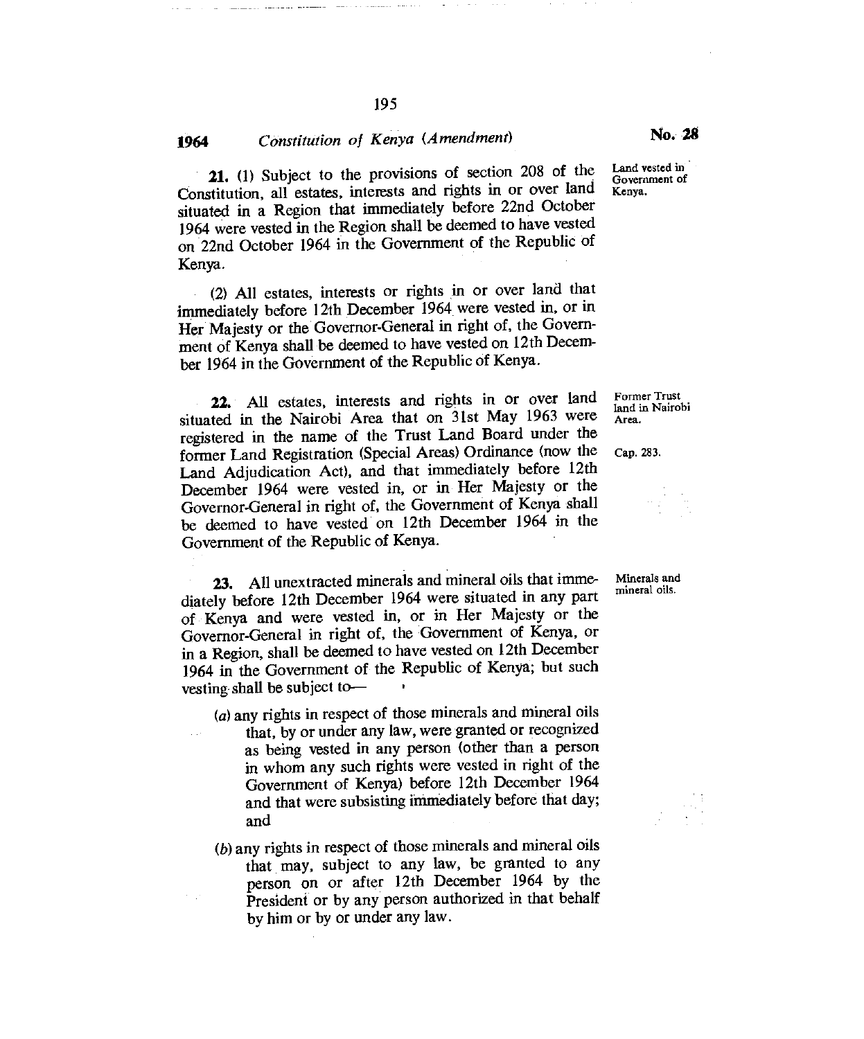**21.** (1) Subject to the provisions of section 208 of the Constitution, all estates, interests and rights in or over land situated in a Region that immediately before 22nd October 1964 were vested in the Region shall be deemed to have vested on 22nd October 1964 in the Government of the Republic of Kenya.

*Land vested in Government of Kenya.*

(2) All estates, interests or rights in or over land that immediately before 12th December 1964 were vested in, or in Her Majesty or the Governor-General in right of, the Government of Kenya shall be deemed to have vested on 12th December 1964 in the Government of the Republic of Kenya.

**22.** All estates, interests and rights in or over land situated in the Nairobi Area that on 31st May 1963 were registered in the name of the Trust Land Board under the former Land Registration (Special Areas) Ordinance (now the Land Adjudication Act), and that immediately before 12th December 1964 were vested in, or in Her Majesty or the Governor-General in right of, the Government of Kenya shall be deemed to have vested on 12th December 1964 in the Government of the Republic of Kenya.

*Former Trust land in Nairobi Area.*

*Cap. 283.*

**23.** All unextracted minerals and mineral oils that immediately before 12th December 1964 were situated in any part of Kenya and were vested in, or in Her Majesty or the Governor-General in right of, the Government of Kenya, or in a Region, shall be deemed to have vested on 12th December 1964 in the Government of the Republic of Kenya; but such vesting shall be subject to—

*Minerals and mineral oils.*

(*a*) any rights in respect of those minerals and mineral oils that, by or under any law, were granted or recognized as being vested in any person (other than a person in whom any such rights were vested in right of the Government of Kenya) before 12th December 1964 and that were subsisting immediately before that day; and

(*b*) any rights in respect of those minerals and mineral oils that may, subject to any law, be granted to any person on or after 12th December 1964 by the President or by any person authorized in that behalf by him or by or under any law.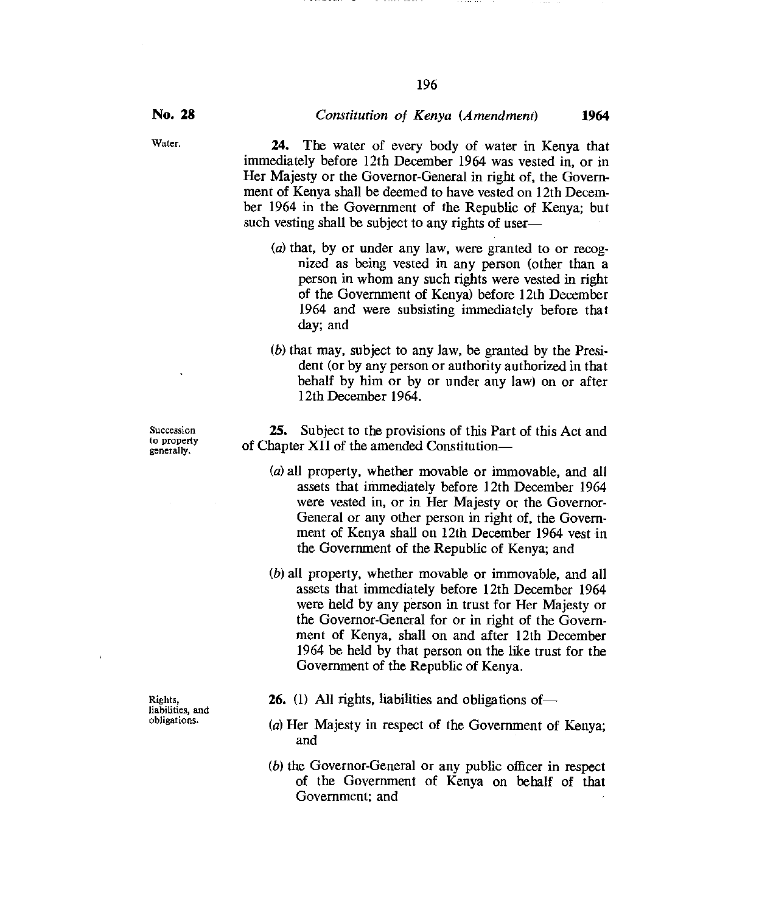Water.

**24.** The water of every body of water in Kenya that immediately before 12th December 1964 was vested in, or in Her Majesty or the Governor-General in right of, the Government of Kenya shall be deemed to have vested on 12th December 1964 in the Government of the Republic of Kenya; but such vesting shall be subject to any rights of user—

(*a*) that, by or under any law, were granted to or recognized as being vested in any person (other than a person in whom any such rights were vested in right of the Government of Kenya) before 12th December 1964 and were subsisting immediately before that day; and

(*b*) that may, subject to any law, be granted by the President (or by any person or authority authorized in that behalf by him or by or under any law) on or after 12th December 1964.

Succession to property generally.

**25.** Subject to the provisions of this Part of this Act and of Chapter XII of the amended Constitution—

(*a*) all property, whether movable or immovable, and all assets that immediately before 12th December 1964 were vested in, or in Her Majesty or the Governor-General or any other person in right of, the Government of Kenya shall on 12th December 1964 vest in the Government of the Republic of Kenya; and

(*b*) all property, whether movable or immovable, and all assets that immediately before 12th December 1964 were held by any person in trust for Her Majesty or the Governor-General for or in right of the Government of Kenya, shall on and after 12th December 1964 be held by that person on the like trust for the Government of the Republic of Kenya.

Rights, liabilities, and obligations.

**26.** (1) All rights, liabilities and obligations of—

(*a*) Her Majesty in respect of the Government of Kenya; and

(*b*) the Governor-General or any public officer in respect of the Government of Kenya on behalf of that Government; and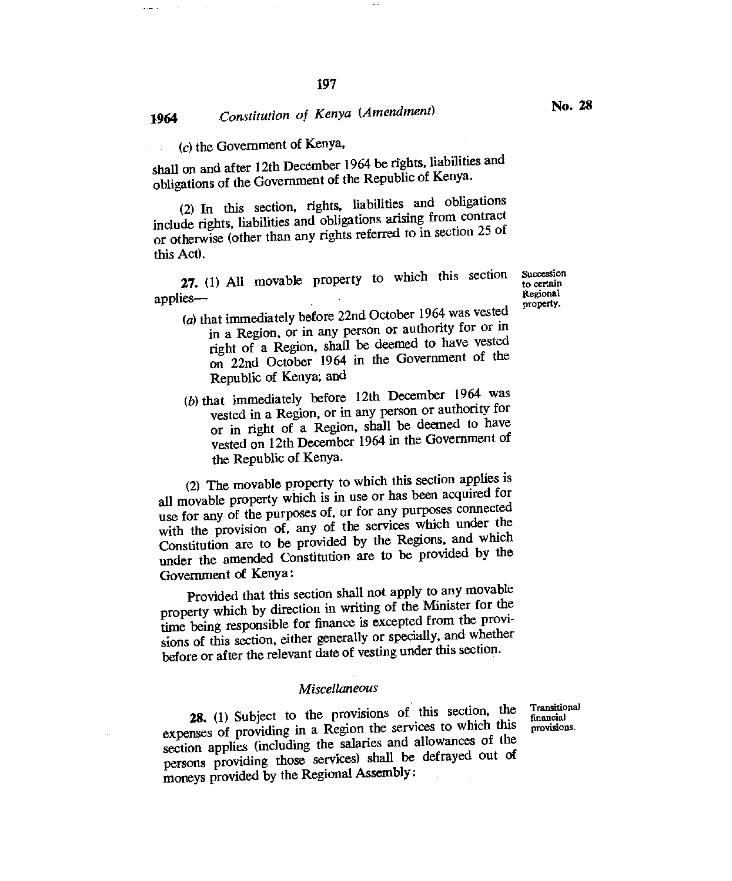(c) the Government of Kenya,

shall on and after 12th December 1964 be rights, liabilities and obligations of the Government of the Republic of Kenya.

(2) In this section, rights, liabilities and obligations include rights, liabilities and obligations arising from contract or otherwise (other than any rights referred to in section 25 of this Act).

**Succession to certain Regional property.**

**27.** (1) All movable property to which this section applies—

(a) that immediately before 22nd October 1964 was vested in a Region, or in any person or authority for or in right of a Region, shall be deemed to have vested on 22nd October 1964 in the Government of the Republic of Kenya; and

(b) that immediately before 12th December 1964 was vested in a Region, or in any person or authority for or in right of a Region, shall be deemed to have vested on 12th December 1964 in the Government of the Republic of Kenya.

(2) The movable property to which this section applies is all movable property which is in use or has been acquired for use for any of the purposes of, or for any purposes connected with the provision of, any of the services which under the Constitution are to be provided by the Regions, and which under the amended Constitution are to be provided by the Government of Kenya:

Provided that this section shall not apply to any movable property which by direction in writing of the Minister for the time being responsible for finance is excepted from the provisions of this section, either generally or specially, and whether before or after the relevant date of vesting under this section.

### *Miscellaneous*

**Transitional financial provisions.**

**28.** (1) Subject to the provisions of this section, the expenses of providing in a Region the services to which this section applies (including the salaries and allowances of the persons providing those services) shall be defrayed out of moneys provided by the Regional Assembly: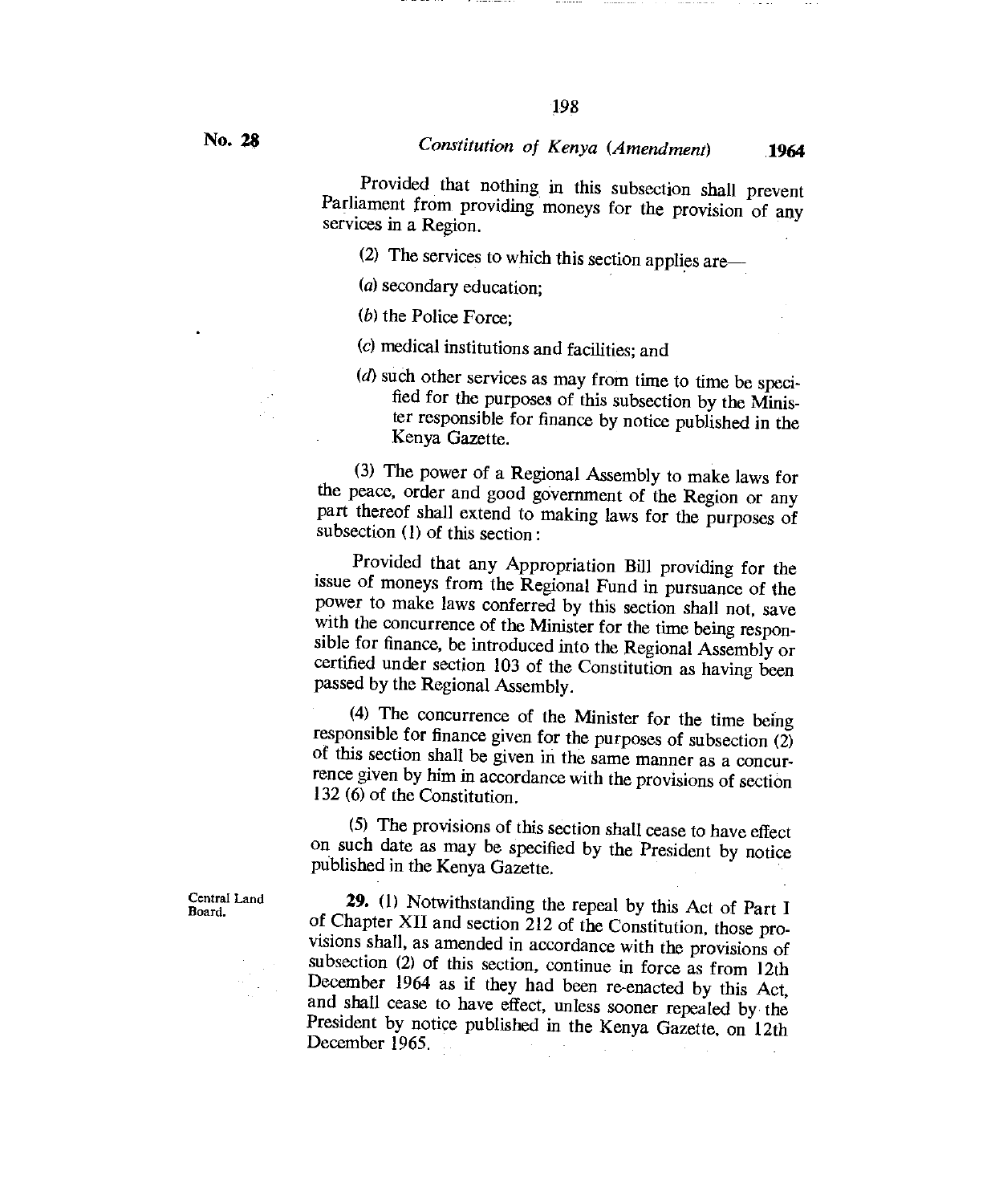Provided that nothing in this subsection shall prevent Parliament from providing moneys for the provision of any services in a Region.

(2) The services to which this section applies are—

(*a*) secondary education;

(*b*) the Police Force;

(*c*) medical institutions and facilities; and

(*d*) such other services as may from time to time be specified for the purposes of this subsection by the Minister responsible for finance by notice published in the Kenya Gazette.

(3) The power of a Regional Assembly to make laws for the peace, order and good government of the Region or any part thereof shall extend to making laws for the purposes of subsection (1) of this section:

Provided that any Appropriation Bill providing for the issue of moneys from the Regional Fund in pursuance of the power to make laws conferred by this section shall not, save with the concurrence of the Minister for the time being responsible for finance, be introduced into the Regional Assembly or certified under section 103 of the Constitution as having been passed by the Regional Assembly.

(4) The concurrence of the Minister for the time being responsible for finance given for the purposes of subsection (2) of this section shall be given in the same manner as a concurrence given by him in accordance with the provisions of section 132 (6) of the Constitution.

(5) The provisions of this section shall cease to have effect on such date as may be specified by the President by notice published in the Kenya Gazette.

Central Land Board.

**29.** (1) Notwithstanding the repeal by this Act of Part I of Chapter XII and section 212 of the Constitution, those provisions shall, as amended in accordance with the provisions of subsection (2) of this section, continue in force as from 12th December 1964 as if they had been re-enacted by this Act, and shall cease to have effect, unless sooner repealed by the President by notice published in the Kenya Gazette, on 12th December 1965.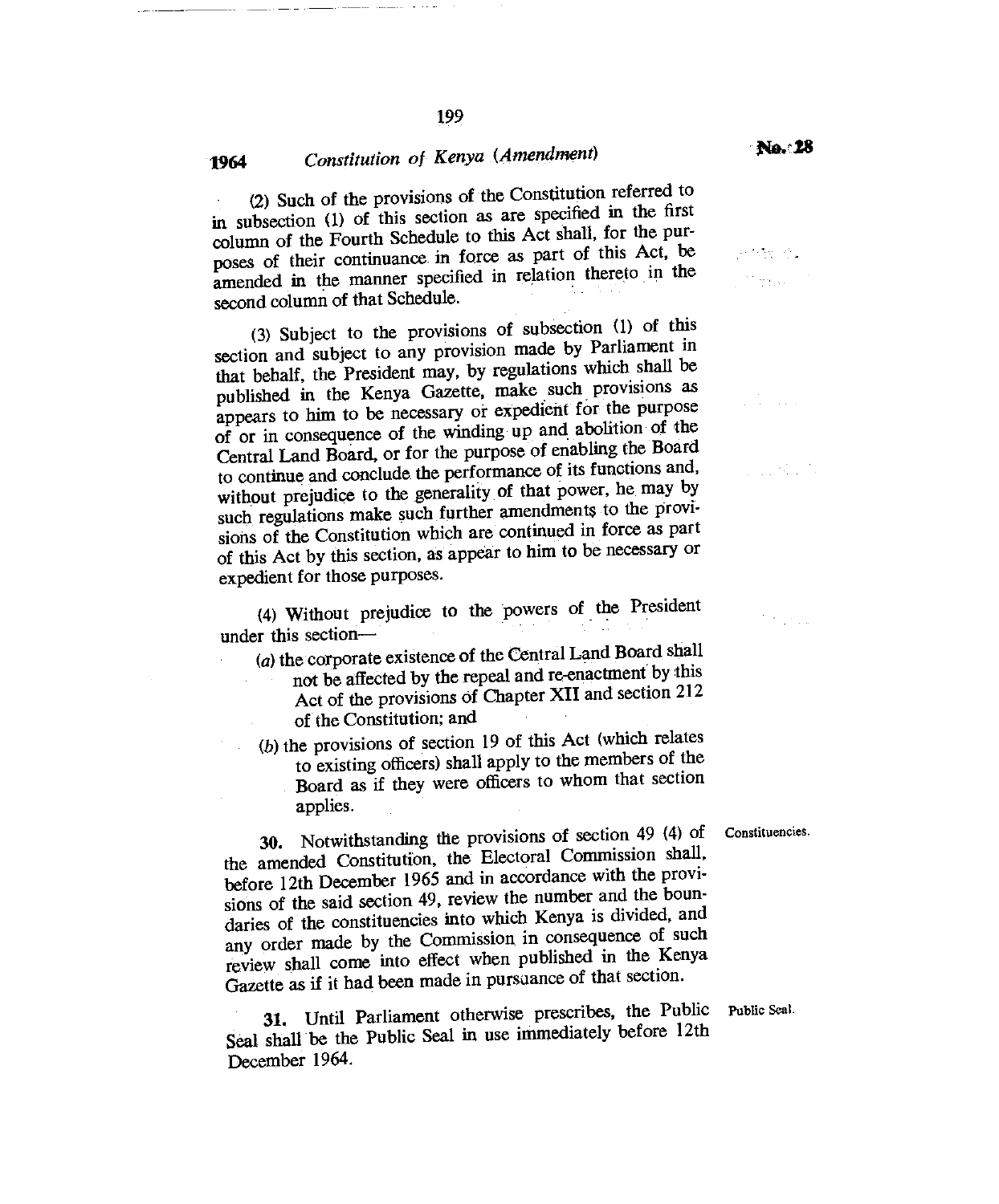(2) Such of the provisions of the Constitution referred to in subsection (1) of this section as are specified in the first column of the Fourth Schedule to this Act shall, for the purposes of their continuance in force as part of this Act, be amended in the manner specified in relation thereto in the second column of that Schedule.

(3) Subject to the provisions of subsection (1) of this section and subject to any provision made by Parliament in that behalf, the President may, by regulations which shall be published in the Kenya Gazette, make such provisions as appears to him to be necessary or expedient for the purpose of or in consequence of the winding up and abolition of the Central Land Board, or for the purpose of enabling the Board to continue and conclude the performance of its functions and, without prejudice to the generality of that power, he may by such regulations make such further amendments to the provisions of the Constitution which are continued in force as part of this Act by this section, as appear to him to be necessary or expedient for those purposes.

(4) Without prejudice to the powers of the President under this section—

(a) the corporate existence of the Central Land Board shall not be affected by the repeal and re-enactment by this Act of the provisions of Chapter XII and section 212 of the Constitution; and

(b) the provisions of section 19 of this Act (which relates to existing officers) shall apply to the members of the Board as if they were officers to whom that section applies.

Constituencies.

**30.** Notwithstanding the provisions of section 49 (4) of the amended Constitution, the Electoral Commission shall, before 12th December 1965 and in accordance with the provisions of the said section 49, review the number and the boundaries of the constituencies into which Kenya is divided, and any order made by the Commission in consequence of such review shall come into effect when published in the Kenya Gazette as if it had been made in pursuance of that section.

Public Seal.

**31.** Until Parliament otherwise prescribes, the Public Seal shall be the Public Seal in use immediately before 12th December 1964.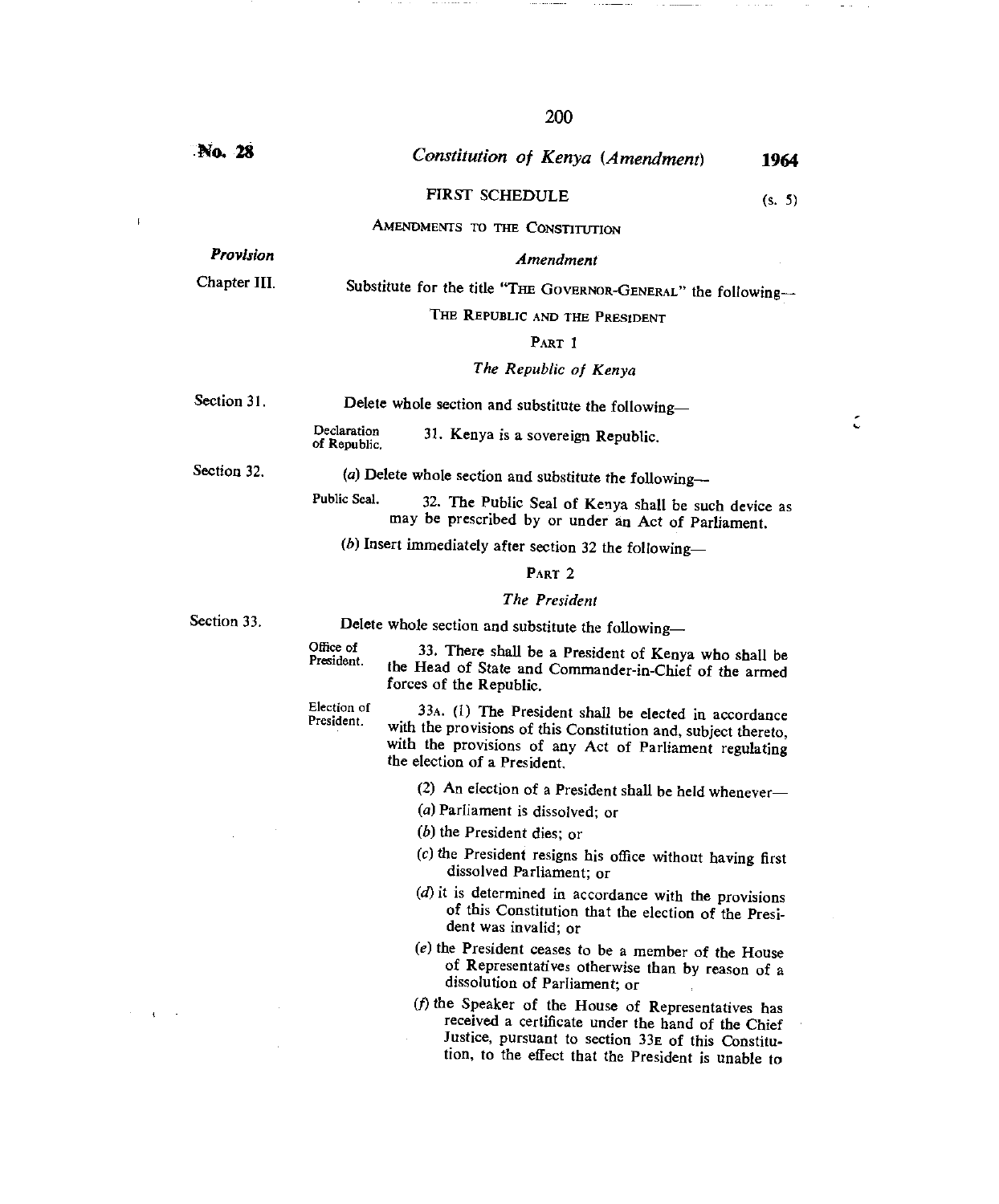No. 28 *Constitution of Kenya (Amendment)* 1964

FIRST SCHEDULE (s. 5)

AMENDMENTS TO THE CONSTITUTION

| *Provision* | *Amendment* |
|---|---|
| Chapter III. | Substitute for the title "THE GOVERNOR-GENERAL" the following— |

THE REPUBLIC AND THE PRESIDENT

PART 1

*The Republic of Kenya*

**Section 31.** Delete whole section and substitute the following—

Declaration of Republic.

31. Kenya is a sovereign Republic.

**Section 32.** (*a*) Delete whole section and substitute the following—

Public Seal.

32. The Public Seal of Kenya shall be such device as may be prescribed by or under an Act of Parliament.

(*b*) Insert immediately after section 32 the following—

PART 2

*The President*

**Section 33.** Delete whole section and substitute the following—

Office of President.

33. There shall be a President of Kenya who shall be the Head of State and Commander-in-Chief of the armed forces of the Republic.

Election of President.

33A. (1) The President shall be elected in accordance with the provisions of this Constitution and, subject thereto, with the provisions of any Act of Parliament regulating the election of a President.

(2) An election of a President shall be held whenever—

(*a*) Parliament is dissolved; or

(*b*) the President dies; or

(*c*) the President resigns his office without having first dissolved Parliament; or

(*d*) it is determined in accordance with the provisions of this Constitution that the election of the President was invalid; or

(*e*) the President ceases to be a member of the House of Representatives otherwise than by reason of a dissolution of Parliament; or

(*f*) the Speaker of the House of Representatives has received a certificate under the hand of the Chief Justice, pursuant to section 33E of this Constitution, to the effect that the President is unable to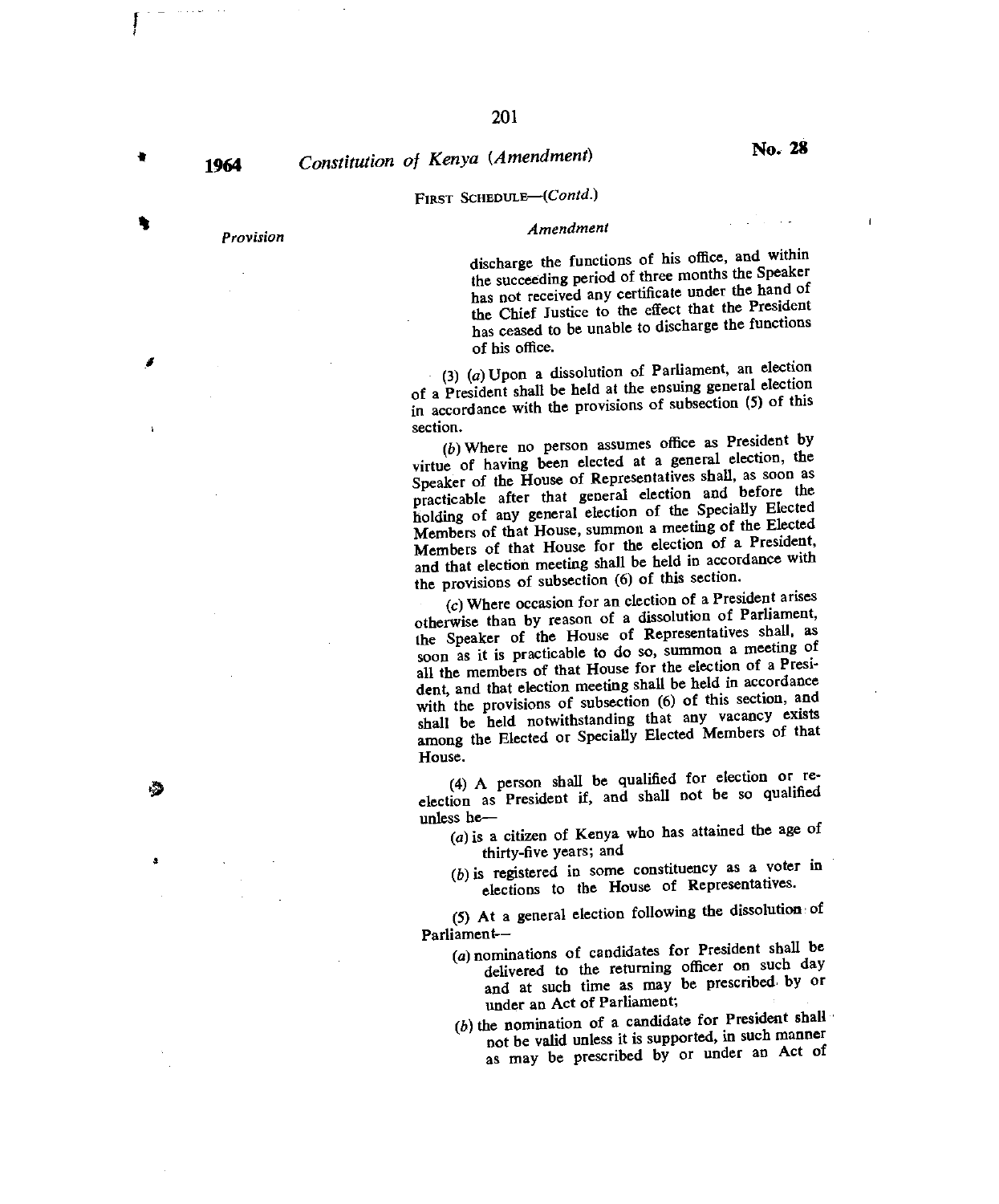FIRST SCHEDULE—(*Contd.*)

*Provision* | *Amendment*

discharge the functions of his office, and within the succeeding period of three months the Speaker has not received any certificate under the hand of the Chief Justice to the effect that the President has ceased to be unable to discharge the functions of his office.

(3) (*a*) Upon a dissolution of Parliament, an election of a President shall be held at the ensuing general election in accordance with the provisions of subsection (5) of this section.

(*b*) Where no person assumes office as President by virtue of having been elected at a general election, the Speaker of the House of Representatives shall, as soon as practicable after that general election and before the holding of any general election of the Specially Elected Members of that House, summon a meeting of the Elected Members of that House for the election of a President, and that election meeting shall be held in accordance with the provisions of subsection (6) of this section.

(*c*) Where occasion for an election of a President arises otherwise than by reason of a dissolution of Parliament, the Speaker of the House of Representatives shall, as soon as it is practicable to do so, summon a meeting of all the members of that House for the election of a President, and that election meeting shall be held in accordance with the provisions of subsection (6) of this section, and shall be held notwithstanding that any vacancy exists among the Elected or Specially Elected Members of that House.

(4) A person shall be qualified for election or re-election as President if, and shall not be so qualified unless he—

(*a*) is a citizen of Kenya who has attained the age of thirty-five years; and

(*b*) is registered in some constituency as a voter in elections to the House of Representatives.

(5) At a general election following the dissolution of Parliament—

(*a*) nominations of candidates for President shall be delivered to the returning officer on such day and at such time as may be prescribed by or under an Act of Parliament;

(*b*) the nomination of a candidate for President shall not be valid unless it is supported, in such manner as may be prescribed by or under an Act of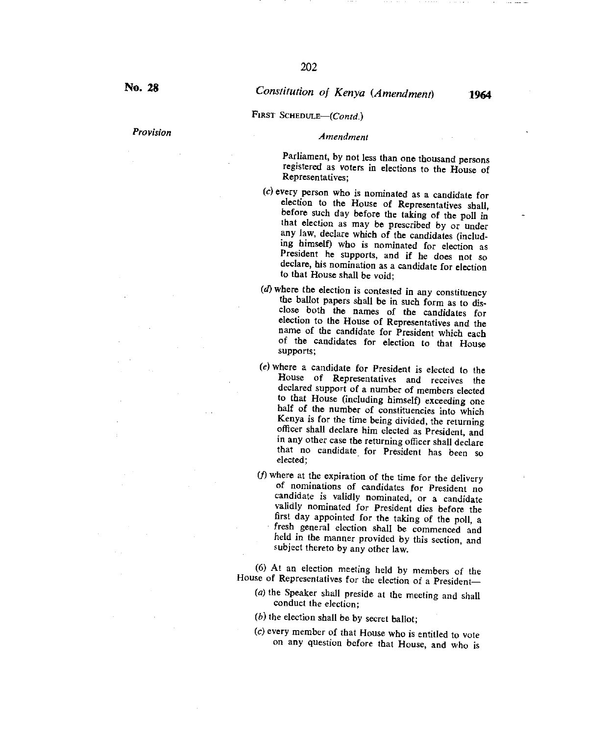FIRST SCHEDULE—(*Contd.*)

*Provision* | *Amendment*

Parliament, by not less than one thousand persons registered as voters in elections to the House of Representatives;

(*c*) every person who is nominated as a candidate for election to the House of Representatives shall, before such day before the taking of the poll in that election as may be prescribed by or under any law, declare which of the candidates (including himself) who is nominated for election as President he supports, and if he does not so declare, his nomination as a candidate for election to that House shall be void;

(*d*) where the election is contested in any constituency the ballot papers shall be in such form as to disclose both the names of the candidates for election to the House of Representatives and the name of the candidate for President which each of the candidates for election to that House supports;

(*e*) where a candidate for President is elected to the House of Representatives and receives the declared support of a number of members elected to that House (including himself) exceeding one half of the number of constituencies into which Kenya is for the time being divided, the returning officer shall declare him elected as President, and in any other case the returning officer shall declare that no candidate for President has been so elected;

(*f*) where at the expiration of the time for the delivery of nominations of candidates for President no candidate is validly nominated, or a candidate validly nominated for President dies before the first day appointed for the taking of the poll, a fresh general election shall be commenced and held in the manner provided by this section, and subject thereto by any other law.

(6) At an election meeting held by members of the House of Representatives for the election of a President—

(*a*) the Speaker shall preside at the meeting and shall conduct the election;

(*b*) the election shall be by secret ballot;

(*c*) every member of that House who is entitled to vote on any question before that House, and who is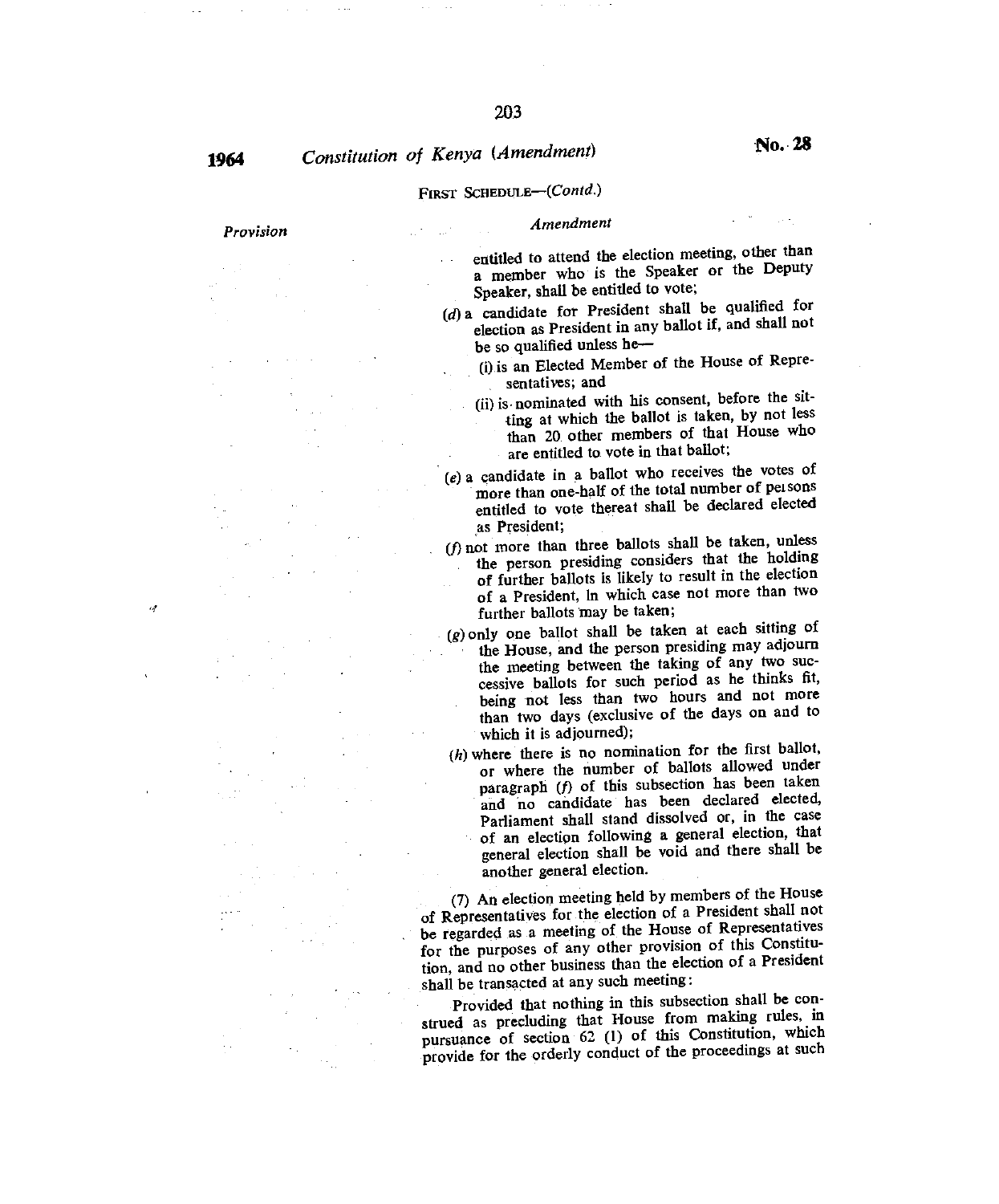FIRST SCHEDULE—(*Contd.*)

| *Provision* | *Amendment* |
|---|---|
| | entitled to attend the election meeting, other than a member who is the Speaker or the Deputy Speaker, shall be entitled to vote; |
| | (*d*) a candidate for President shall be qualified for election as President in any ballot if, and shall not be so qualified unless he— |
| | (i) is an Elected Member of the House of Representatives; and |
| | (ii) is nominated with his consent, before the sitting at which the ballot is taken, by not less than 20 other members of that House who are entitled to vote in that ballot; |
| | (*e*) a candidate in a ballot who receives the votes of more than one-half of the total number of persons entitled to vote thereat shall be declared elected as President; |
| | (*f*) not more than three ballots shall be taken, unless the person presiding considers that the holding of further ballots is likely to result in the election of a President, in which case not more than two further ballots may be taken; |
| | (*g*) only one ballot shall be taken at each sitting of the House, and the person presiding may adjourn the meeting between the taking of any two successive ballots for such period as he thinks fit, being not less than two hours and not more than two days (exclusive of the days on and to which it is adjourned); |
| | (*h*) where there is no nomination for the first ballot, or where the number of ballots allowed under paragraph (*f*) of this subsection has been taken and no candidate has been declared elected, Parliament shall stand dissolved or, in the case of an election following a general election, that general election shall be void and there shall be another general election. |
| | (7) An election meeting held by members of the House of Representatives for the election of a President shall not be regarded as a meeting of the House of Representatives for the purposes of any other provision of this Constitution, and no other business than the election of a President shall be transacted at any such meeting: |
| | Provided that nothing in this subsection shall be construed as precluding that House from making rules, in pursuance of section 62 (1) of this Constitution, which provide for the orderly conduct of the proceedings at such |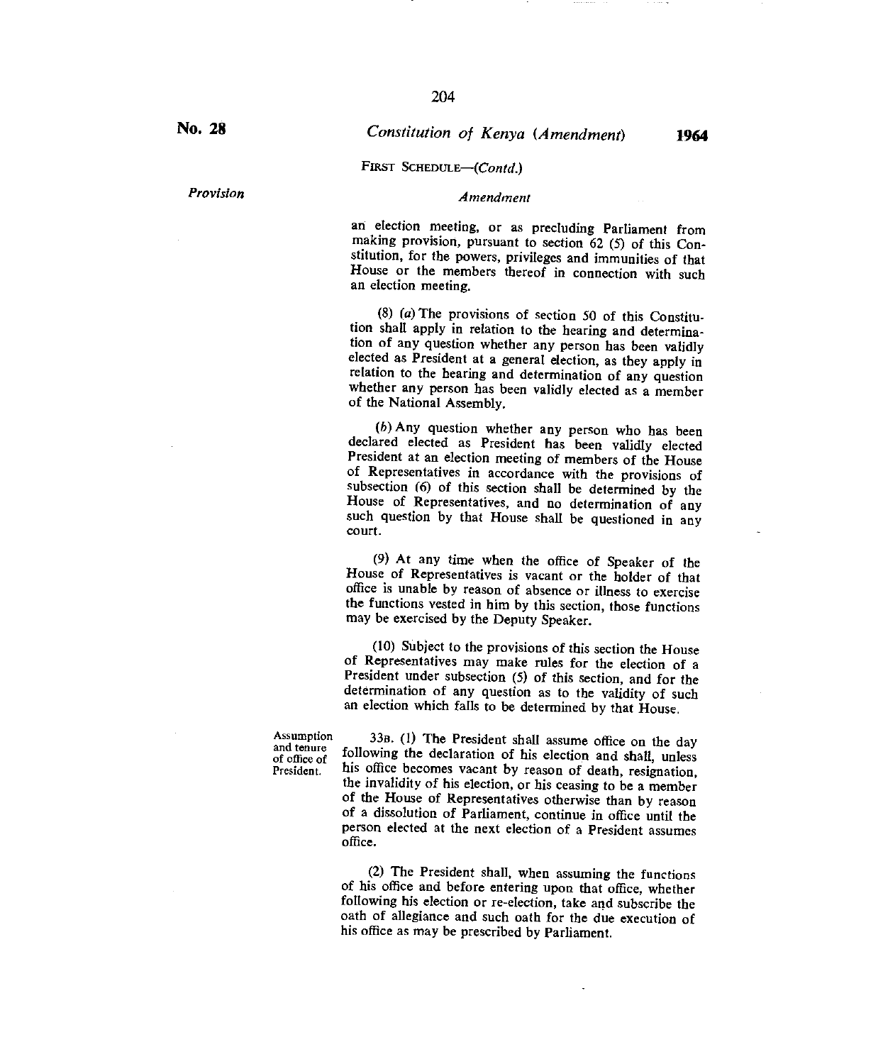FIRST SCHEDULE—(*Contd.*)

*Provision* | *Amendment*

an election meeting, or as precluding Parliament from making provision, pursuant to section 62 (5) of this Constitution, for the powers, privileges and immunities of that House or the members thereof in connection with such an election meeting.

(8) (*a*) The provisions of section 50 of this Constitution shall apply in relation to the hearing and determination of any question whether any person has been validly elected as President at a general election, as they apply in relation to the hearing and determination of any question whether any person has been validly elected as a member of the National Assembly.

(*b*) Any question whether any person who has been declared elected as President has been validly elected President at an election meeting of members of the House of Representatives in accordance with the provisions of subsection (6) of this section shall be determined by the House of Representatives, and no determination of any such question by that House shall be questioned in any court.

(9) At any time when the office of Speaker of the House of Representatives is vacant or the holder of that office is unable by reason of absence or illness to exercise the functions vested in him by this section, those functions may be exercised by the Deputy Speaker.

(10) Subject to the provisions of this section the House of Representatives may make rules for the election of a President under subsection (5) of this section, and for the determination of any question as to the validity of such an election which falls to be determined by that House.

Assumption and tenure of office of President.

33B. (1) The President shall assume office on the day following the declaration of his election and shall, unless his office becomes vacant by reason of death, resignation, the invalidity of his election, or his ceasing to be a member of the House of Representatives otherwise than by reason of a dissolution of Parliament, continue in office until the person elected at the next election of a President assumes office.

(2) The President shall, when assuming the functions of his office and before entering upon that office, whether following his election or re-election, take and subscribe the oath of allegiance and such oath for the due execution of his office as may be prescribed by Parliament.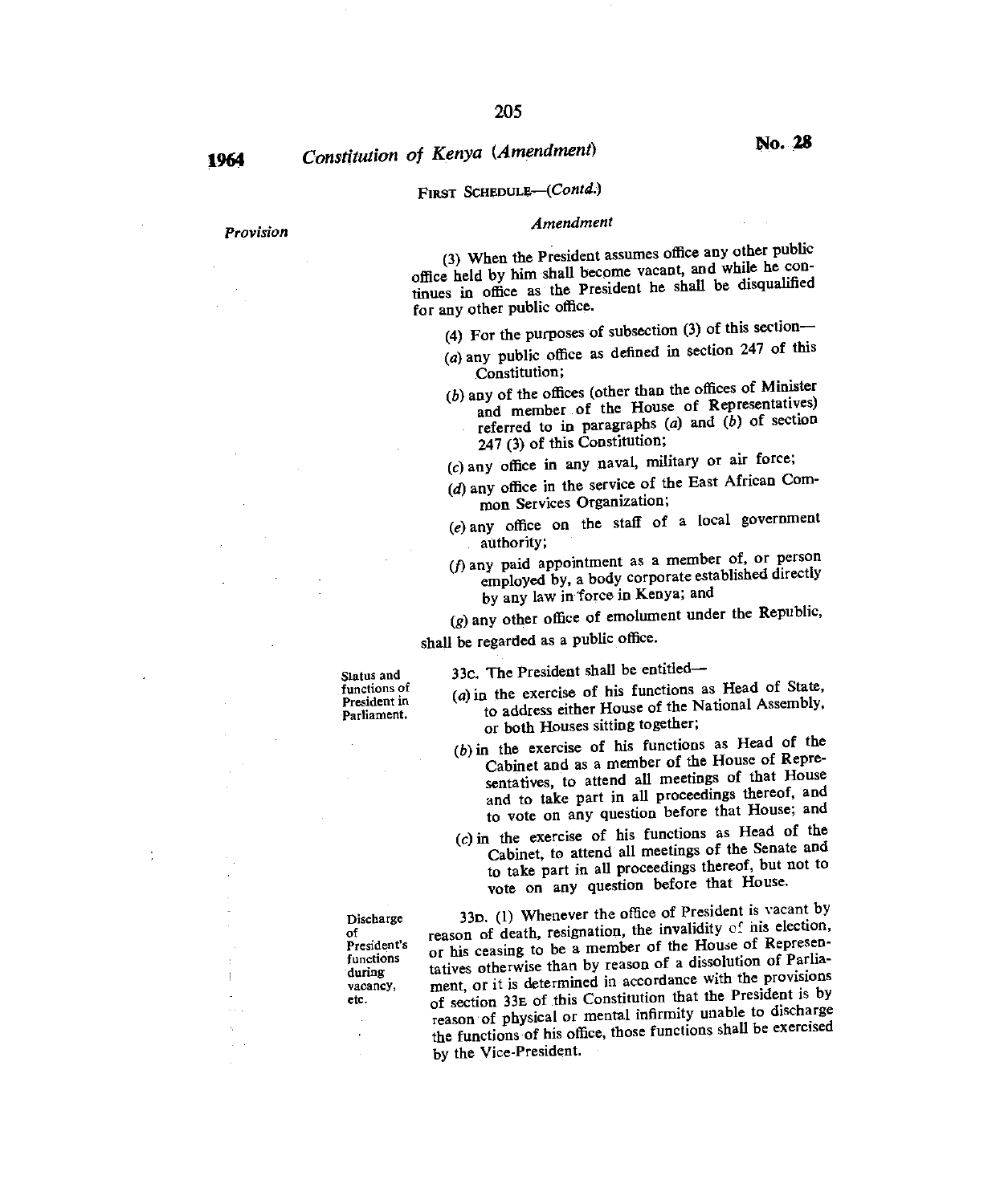FIRST SCHEDULE—(*Contd.*)

*Provision* | *Amendment*

(3) When the President assumes office any other public office held by him shall become vacant, and while he continues in office as the President he shall be disqualified for any other public office.

(4) For the purposes of subsection (3) of this section—

(*a*) any public office as defined in section 247 of this Constitution;

(*b*) any of the offices (other than the offices of Minister and member of the House of Representatives) referred to in paragraphs (*a*) and (*b*) of section 247 (3) of this Constitution;

(*c*) any office in any naval, military or air force;

(*d*) any office in the service of the East African Common Services Organization;

(*e*) any office on the staff of a local government authority;

(*f*) any paid appointment as a member of, or person employed by, a body corporate established directly by any law in force in Kenya; and

(*g*) any other office of emolument under the Republic,

shall be regarded as a public office.

Status and functions of President in Parliament.

33C. The President shall be entitled—

(*a*) in the exercise of his functions as Head of State, to address either House of the National Assembly, or both Houses sitting together;

(*b*) in the exercise of his functions as Head of the Cabinet and as a member of the House of Representatives, to attend all meetings of that House and to take part in all proceedings thereof, and to vote on any question before that House; and

(*c*) in the exercise of his functions as Head of the Cabinet, to attend all meetings of the Senate and to take part in all proceedings thereof, but not to vote on any question before that House.

Discharge of President's functions during vacancy, etc.

33D. (1) Whenever the office of President is vacant by reason of death, resignation, the invalidity of his election, or his ceasing to be a member of the House of Representatives otherwise than by reason of a dissolution of Parliament, or it is determined in accordance with the provisions of section 33E of this Constitution that the President is by reason of physical or mental infirmity unable to discharge the functions of his office, those functions shall be exercised by the Vice-President.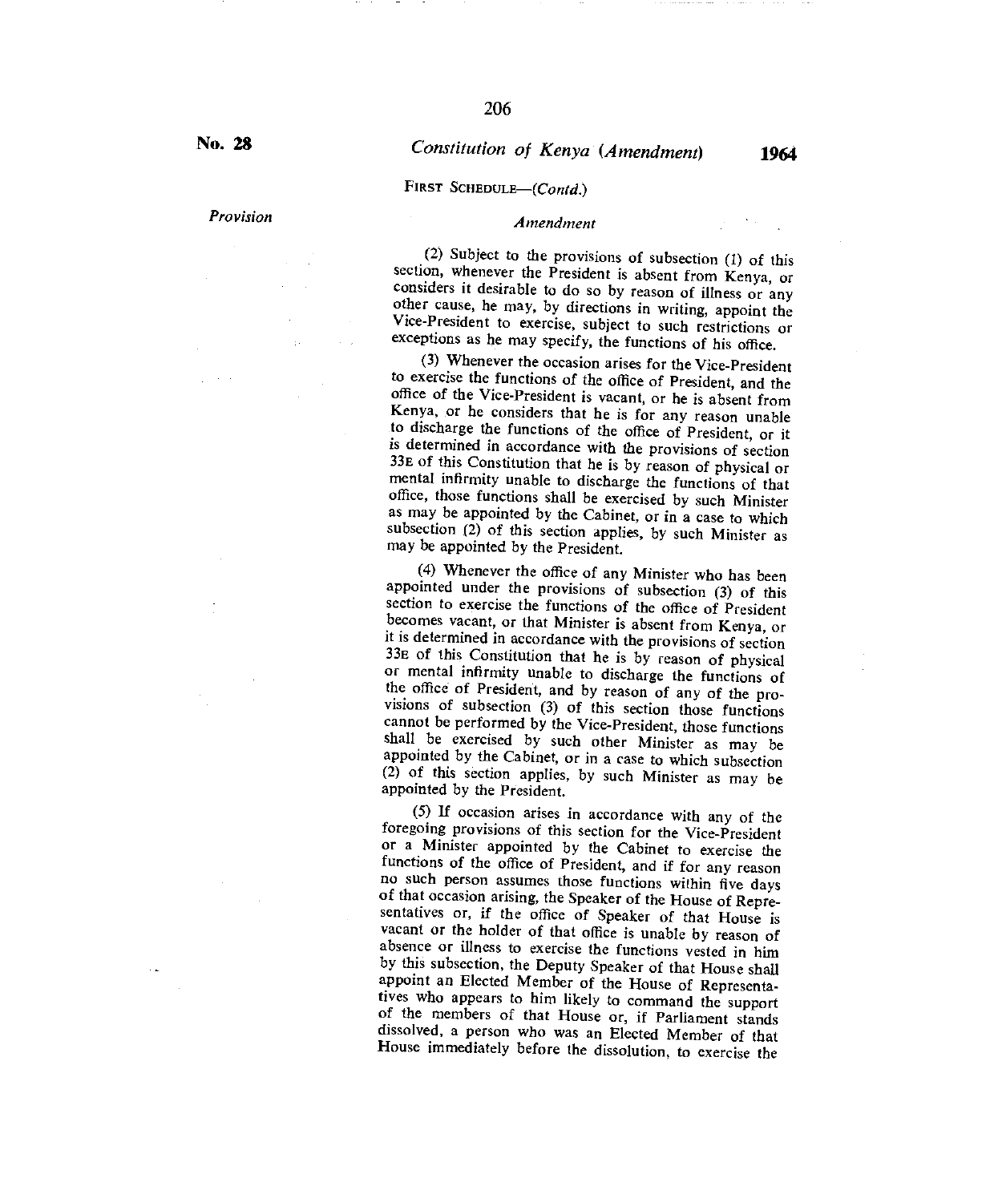FIRST SCHEDULE—(*Contd.*)

*Provision* | *Amendment*

(2) Subject to the provisions of subsection (1) of this section, whenever the President is absent from Kenya, or considers it desirable to do so by reason of illness or any other cause, he may, by directions in writing, appoint the Vice-President to exercise, subject to such restrictions or exceptions as he may specify, the functions of his office.

(3) Whenever the occasion arises for the Vice-President to exercise the functions of the office of President, and the office of the Vice-President is vacant, or he is absent from Kenya, or he considers that he is for any reason unable to discharge the functions of the office of President, or it is determined in accordance with the provisions of section 33E of this Constitution that he is by reason of physical or mental infirmity unable to discharge the functions of that office, those functions shall be exercised by such Minister as may be appointed by the Cabinet, or in a case to which subsection (2) of this section applies, by such Minister as may be appointed by the President.

(4) Whenever the office of any Minister who has been appointed under the provisions of subsection (3) of this section to exercise the functions of the office of President becomes vacant, or that Minister is absent from Kenya, or it is determined in accordance with the provisions of section 33E of this Constitution that he is by reason of physical or mental infirmity unable to discharge the functions of the office of President, and by reason of any of the provisions of subsection (3) of this section those functions cannot be performed by the Vice-President, those functions shall be exercised by such other Minister as may be appointed by the Cabinet, or in a case to which subsection (2) of this section applies, by such Minister as may be appointed by the President.

(5) If occasion arises in accordance with any of the foregoing provisions of this section for the Vice-President or a Minister appointed by the Cabinet to exercise the functions of the office of President, and if for any reason no such person assumes those functions within five days of that occasion arising, the Speaker of the House of Representatives or, if the office of Speaker of that House is vacant or the holder of that office is unable by reason of absence or illness to exercise the functions vested in him by this subsection, the Deputy Speaker of that House shall appoint an Elected Member of the House of Representatives who appears to him likely to command the support of the members of that House or, if Parliament stands dissolved, a person who was an Elected Member of that House immediately before the dissolution, to exercise the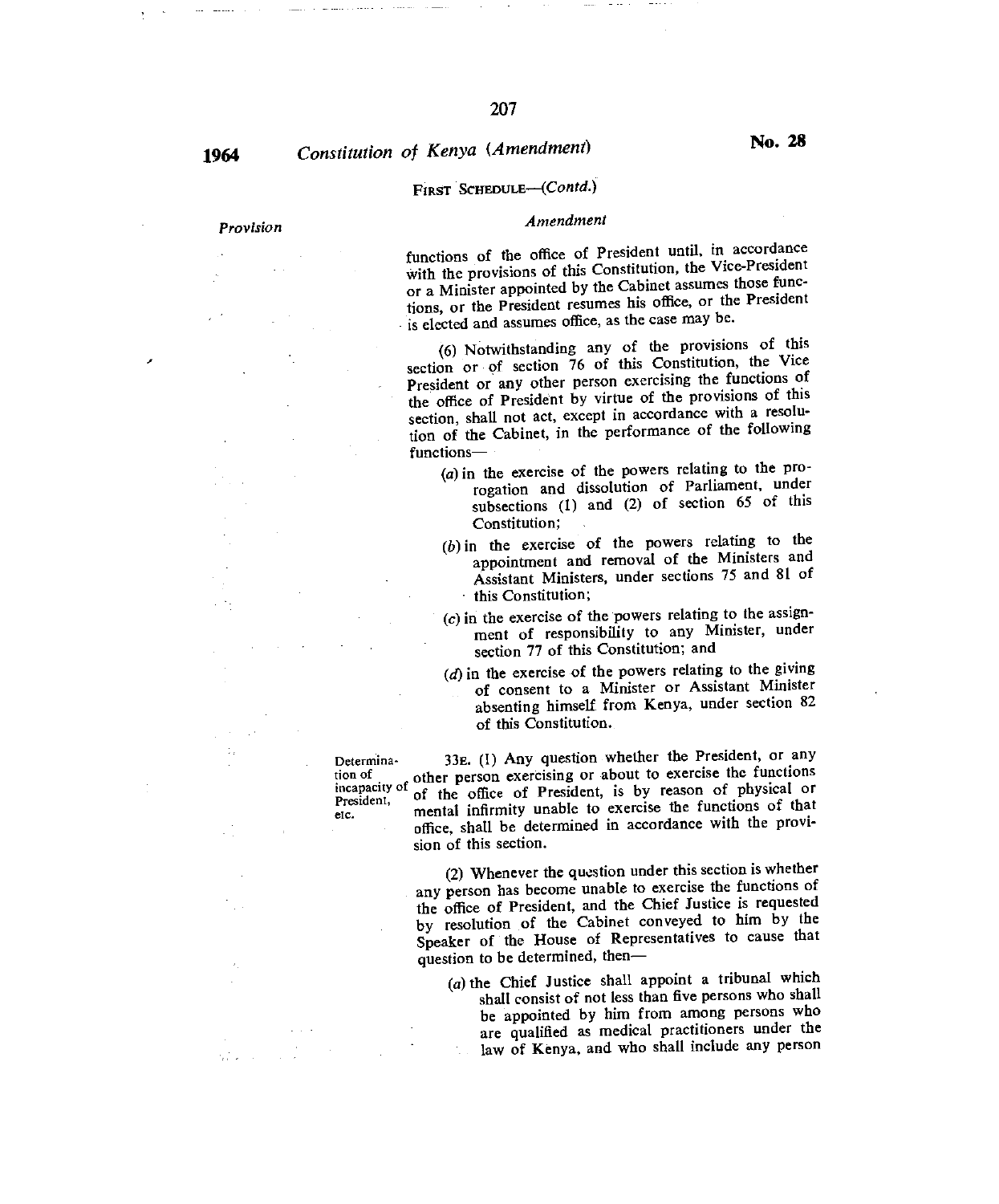FIRST SCHEDULE—(*Contd.*)

*Provision* | *Amendment*

functions of the office of President until, in accordance with the provisions of this Constitution, the Vice-President or a Minister appointed by the Cabinet assumes those functions, or the President resumes his office, or the President is elected and assumes office, as the case may be.

(6) Notwithstanding any of the provisions of this section or of section 76 of this Constitution, the Vice President or any other person exercising the functions of the office of President by virtue of the provisions of this section, shall not act, except in accordance with a resolution of the Cabinet, in the performance of the following functions—

(*a*) in the exercise of the powers relating to the prorogation and dissolution of Parliament, under subsections (1) and (2) of section 65 of this Constitution;

(*b*) in the exercise of the powers relating to the appointment and removal of the Ministers and Assistant Ministers, under sections 75 and 81 of this Constitution;

(*c*) in the exercise of the powers relating to the assignment of responsibility to any Minister, under section 77 of this Constitution; and

(*d*) in the exercise of the powers relating to the giving of consent to a Minister or Assistant Minister absenting himself from Kenya, under section 82 of this Constitution.

Determination of incapacity of President, etc.

33E. (1) Any question whether the President, or any other person exercising or about to exercise the functions of the office of President, is by reason of physical or mental infirmity unable to exercise the functions of that office, shall be determined in accordance with the provision of this section.

(2) Whenever the question under this section is whether any person has become unable to exercise the functions of the office of President, and the Chief Justice is requested by resolution of the Cabinet conveyed to him by the Speaker of the House of Representatives to cause that question to be determined, then—

(*a*) the Chief Justice shall appoint a tribunal which shall consist of not less than five persons who shall be appointed by him from among persons who are qualified as medical practitioners under the law of Kenya, and who shall include any person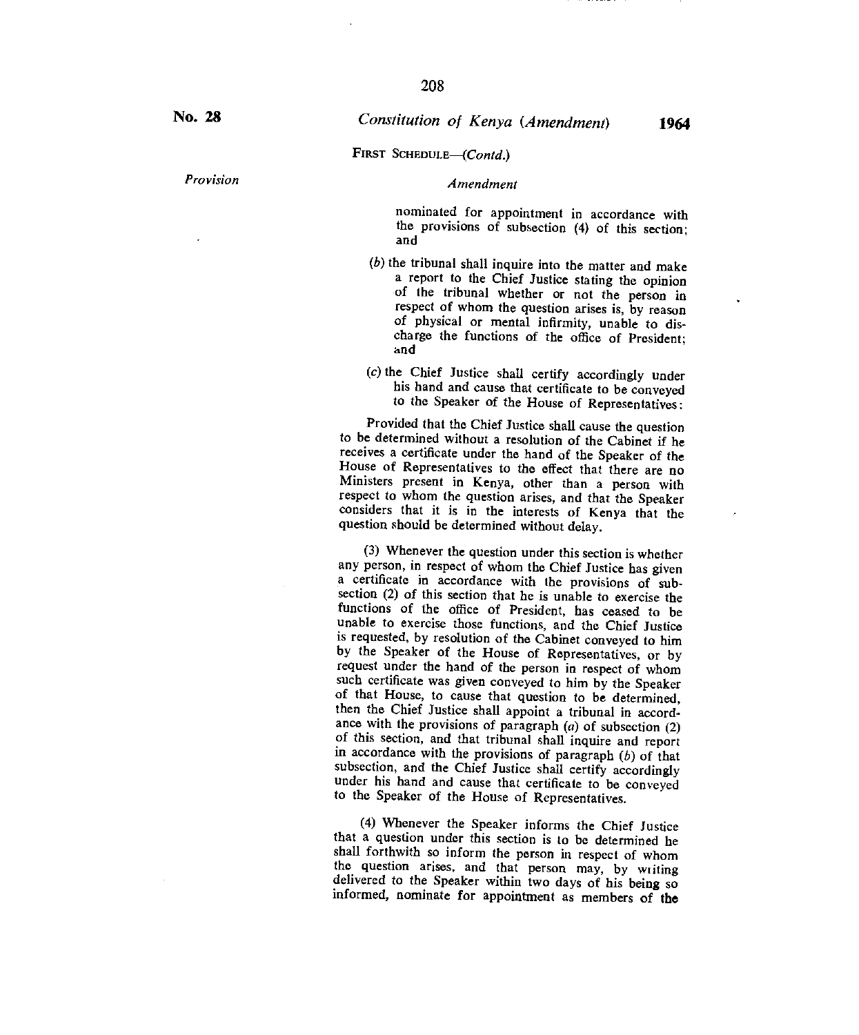FIRST SCHEDULE—(*Contd.*)

*Provision* | *Amendment*

nominated for appointment in accordance with the provisions of subsection (4) of this section; and

(*b*) the tribunal shall inquire into the matter and make a report to the Chief Justice stating the opinion of the tribunal whether or not the person in respect of whom the question arises is, by reason of physical or mental infirmity, unable to discharge the functions of the office of President; and

(*c*) the Chief Justice shall certify accordingly under his hand and cause that certificate to be conveyed to the Speaker of the House of Representatives:

Provided that the Chief Justice shall cause the question to be determined without a resolution of the Cabinet if he receives a certificate under the hand of the Speaker of the House of Representatives to the effect that there are no Ministers present in Kenya, other than a person with respect to whom the question arises, and that the Speaker considers that it is in the interests of Kenya that the question should be determined without delay.

(3) Whenever the question under this section is whether any person, in respect of whom the Chief Justice has given a certificate in accordance with the provisions of subsection (2) of this section that he is unable to exercise the functions of the office of President, has ceased to be unable to exercise those functions, and the Chief Justice is requested, by resolution of the Cabinet conveyed to him by the Speaker of the House of Representatives, or by request under the hand of the person in respect of whom such certificate was given conveyed to him by the Speaker of that House, to cause that question to be determined, then the Chief Justice shall appoint a tribunal in accordance with the provisions of paragraph (*a*) of subsection (2) of this section, and that tribunal shall inquire and report in accordance with the provisions of paragraph (*b*) of that subsection, and the Chief Justice shall certify accordingly under his hand and cause that certificate to be conveyed to the Speaker of the House of Representatives.

(4) Whenever the Speaker informs the Chief Justice that a question under this section is to be determined he shall forthwith so inform the person in respect of whom the question arises, and that person may, by writing delivered to the Speaker within two days of his being so informed, nominate for appointment as members of the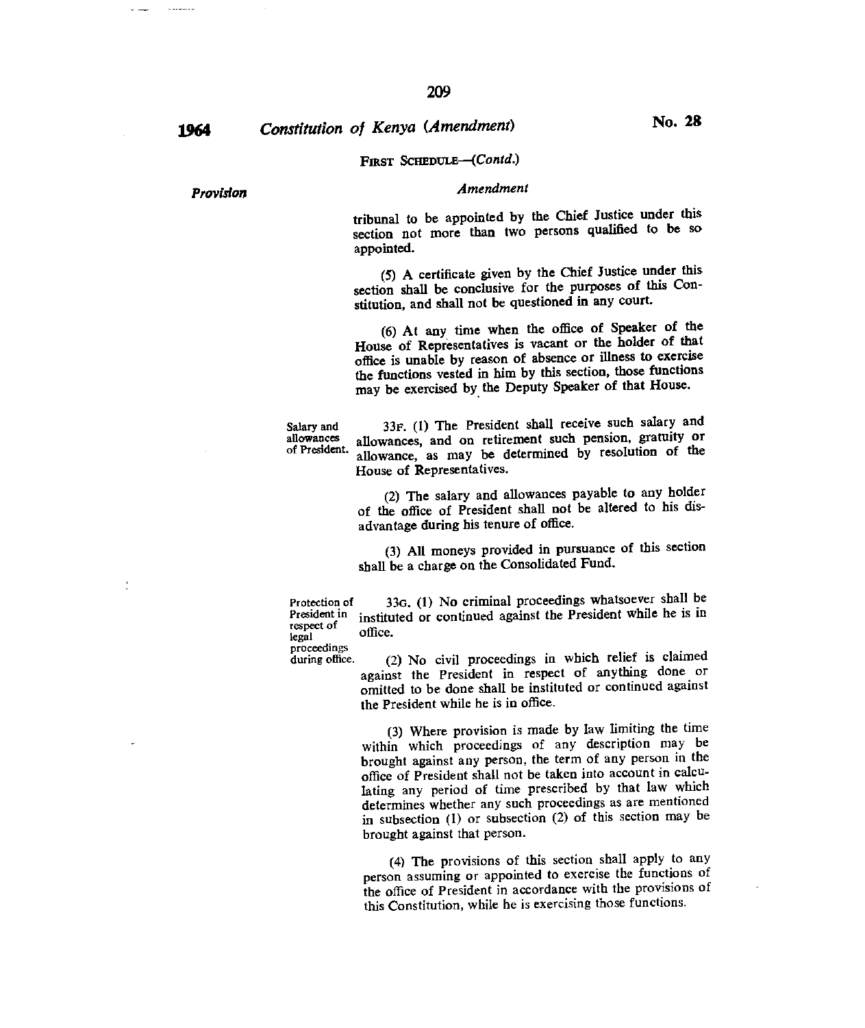FIRST SCHEDULE—(*Contd.*)

*Provision* | *Amendment*

tribunal to be appointed by the Chief Justice under this section not more than two persons qualified to be so appointed.

(5) A certificate given by the Chief Justice under this section shall be conclusive for the purposes of this Constitution, and shall not be questioned in any court.

(6) At any time when the office of Speaker of the House of Representatives is vacant or the holder of that office is unable by reason of absence or illness to exercise the functions vested in him by this section, those functions may be exercised by the Deputy Speaker of that House.

Salary and allowances of President.

33F. (1) The President shall receive such salary and allowances, and on retirement such pension, gratuity or allowance, as may be determined by resolution of the House of Representatives.

(2) The salary and allowances payable to any holder of the office of President shall not be altered to his disadvantage during his tenure of office.

(3) All moneys provided in pursuance of this section shall be a charge on the Consolidated Fund.

Protection of President in respect of legal proceedings during office.

33G. (1) No criminal proceedings whatsoever shall be instituted or continued against the President while he is in office.

(2) No civil proceedings in which relief is claimed against the President in respect of anything done or omitted to be done shall be instituted or continued against the President while he is in office.

(3) Where provision is made by law limiting the time within which proceedings of any description may be brought against any person, the term of any person in the office of President shall not be taken into account in calculating any period of time prescribed by that law which determines whether any such proceedings as are mentioned in subsection (1) or subsection (2) of this section may be brought against that person.

(4) The provisions of this section shall apply to any person assuming or appointed to exercise the functions of the office of President in accordance with the provisions of this Constitution, while he is exercising those functions.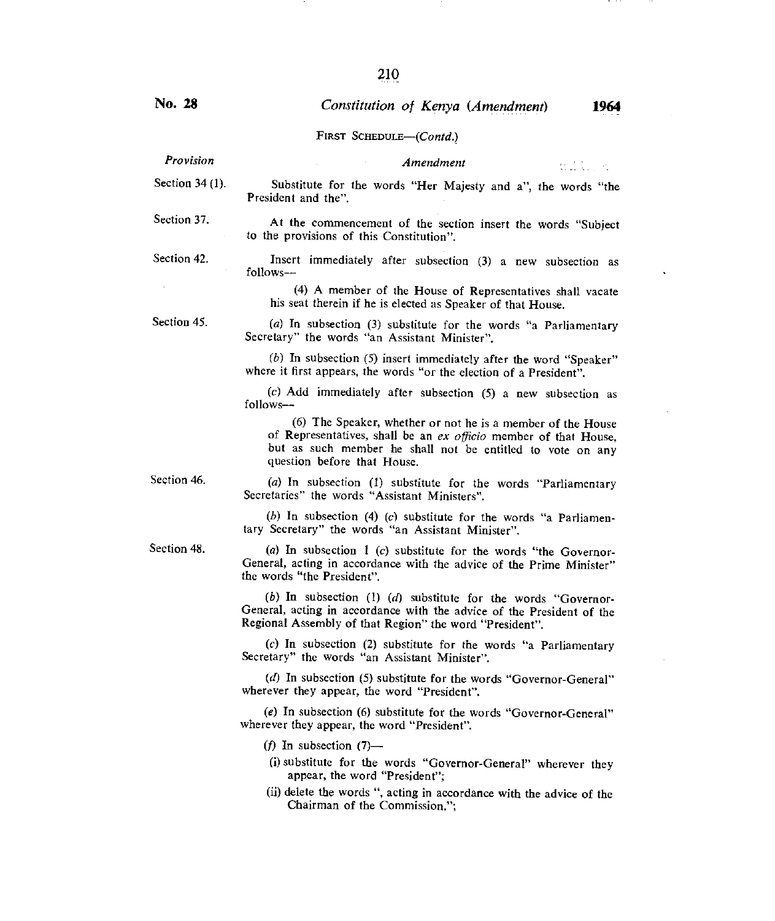FIRST SCHEDULE—(*Contd.*)

| *Provision* | *Amendment* |
|---|---|
| Section 34 (1). | Substitute for the words "Her Majesty and a", the words "the President and the". |
| Section 37. | At the commencement of the section insert the words "Subject to the provisions of this Constitution". |
| Section 42. | Insert immediately after subsection (3) a new subsection as follows—<br><br>(4) A member of the House of Representatives shall vacate his seat therein if he is elected as Speaker of that House. |
| Section 45. | (*a*) In subsection (3) substitute for the words "a Parliamentary Secretary" the words "an Assistant Minister".<br><br>(*b*) In subsection (5) insert immediately after the word "Speaker" where it first appears, the words "or the election of a President".<br><br>(*c*) Add immediately after subsection (5) a new subsection as follows—<br><br>(6) The Speaker, whether or not he is a member of the House of Representatives, shall be an *ex officio* member of that House, but as such member he shall not be entitled to vote on any question before that House. |
| Section 46. | (*a*) In subsection (1) substitute for the words "Parliamentary Secretaries" the words "Assistant Ministers".<br><br>(*b*) In subsection (4) (*c*) substitute for the words "a Parliamentary Secretary" the words "an Assistant Minister". |
| Section 48. | (*a*) In subsection 1 (*c*) substitute for the words "the Governor-General, acting in accordance with the advice of the Prime Minister" the words "the President".<br><br>(*b*) In subsection (1) (*d*) substitute for the words "Governor-General, acting in accordance with the advice of the President of the Regional Assembly of that Region" the word "President".<br><br>(*c*) In subsection (2) substitute for the words "a Parliamentary Secretary" the words "an Assistant Minister".<br><br>(*d*) In subsection (5) substitute for the words "Governor-General" wherever they appear, the word "President".<br><br>(*e*) In subsection (6) substitute for the words "Governor-General" wherever they appear, the word "President".<br><br>(*f*) In subsection (7)—<br>(i) substitute for the words "Governor-General" wherever they appear, the word "President";<br>(ii) delete the words ", acting in accordance with the advice of the Chairman of the Commission,"; |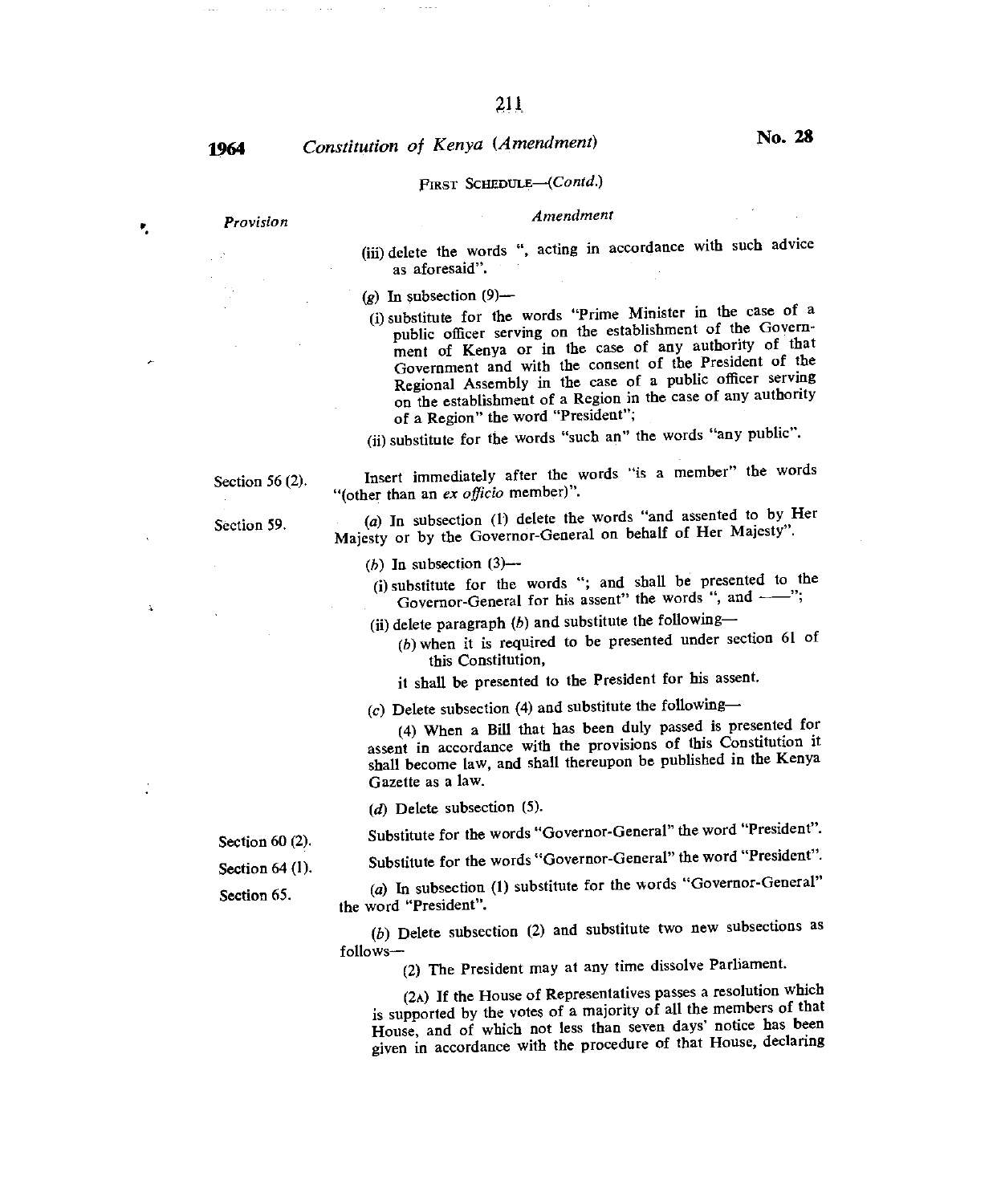FIRST SCHEDULE—(*Contd.*)

| *Provision* | *Amendment* |
|---|---|
| | (iii) delete the words ", acting in accordance with such advice as aforesaid". |
| | (*g*) In subsection (9)— |
| | (i) substitute for the words "Prime Minister in the case of a public officer serving on the establishment of the Government of Kenya or in the case of any authority of that Government and with the consent of the President of the Regional Assembly in the case of a public officer serving on the establishment of a Region in the case of any authority of a Region" the word "President"; |
| | (ii) substitute for the words "such an" the words "any public". |
| Section 56 (2). | Insert immediately after the words "is a member" the words "(other than an *ex officio* member)". |
| Section 59. | (*a*) In subsection (1) delete the words "and assented to by Her Majesty or by the Governor-General on behalf of Her Majesty". |
| | (*b*) In subsection (3)— |
| | (i) substitute for the words "; and shall be presented to the Governor-General for his assent" the words ", and ——"; |
| | (ii) delete paragraph (*b*) and substitute the following— |
| | (*b*) when it is required to be presented under section 61 of this Constitution, |
| | it shall be presented to the President for his assent. |
| | (*c*) Delete subsection (4) and substitute the following— |
| | (4) When a Bill that has been duly passed is presented for assent in accordance with the provisions of this Constitution it shall become law, and shall thereupon be published in the Kenya Gazette as a law. |
| | (*d*) Delete subsection (5). |
| Section 60 (2). | Substitute for the words "Governor-General" the word "President". |
| Section 64 (1). | Substitute for the words "Governor-General" the word "President". |
| Section 65. | (*a*) In subsection (1) substitute for the words "Governor-General" the word "President". |
| | (*b*) Delete subsection (2) and substitute two new subsections as follows— |
| | (2) The President may at any time dissolve Parliament. |
| | (2A) If the House of Representatives passes a resolution which is supported by the votes of a majority of all the members of that House, and of which not less than seven days' notice has been given in accordance with the procedure of that House, declaring |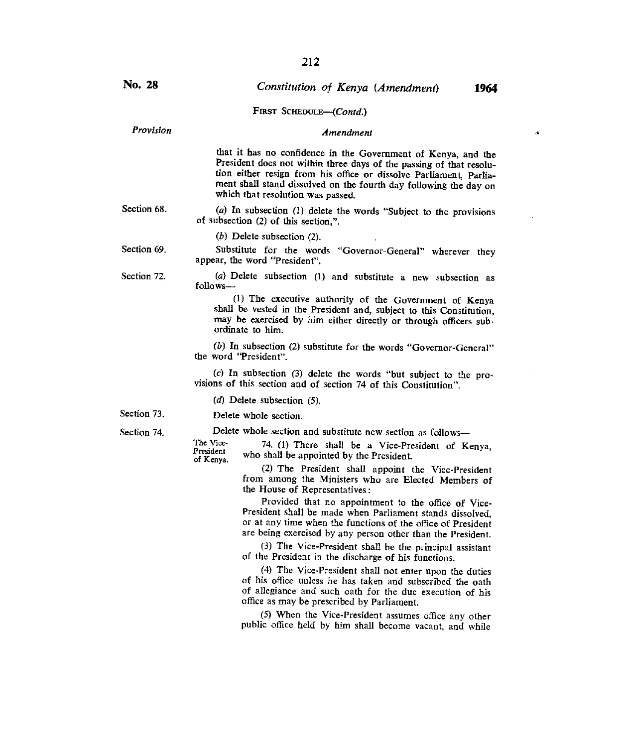FIRST SCHEDULE—(*Contd.*)

| *Provision* | *Amendment* |
|---|---|
| | that it has no confidence in the Government of Kenya, and the President does not within three days of the passing of that resolution either resign from his office or dissolve Parliament, Parliament shall stand dissolved on the fourth day following the day on which that resolution was passed. |
| Section 68. | (*a*) In subsection (1) delete the words "Subject to the provisions of subsection (2) of this section,". |
| | (*b*) Delete subsection (2). |
| Section 69. | Substitute for the words "Governor-General" wherever they appear, the word "President". |
| Section 72. | (*a*) Delete subsection (1) and substitute a new subsection as follows— |
| | (1) The executive authority of the Government of Kenya shall be vested in the President and, subject to this Constitution, may be exercised by him either directly or through officers subordinate to him. |
| | (*b*) In subsection (2) substitute for the words "Governor-General" the word "President". |
| | (*c*) In subsection (3) delete the words "but subject to the provisions of this section and of section 74 of this Constitution". |
| | (*d*) Delete subsection (5). |
| Section 73. | Delete whole section. |
| Section 74. | Delete whole section and substitute new section as follows— |

The Vice-President of Kenya.

74. (1) There shall be a Vice-President of Kenya, who shall be appointed by the President.

(2) The President shall appoint the Vice-President from among the Ministers who are Elected Members of the House of Representatives:

Provided that no appointment to the office of Vice-President shall be made when Parliament stands dissolved, or at any time when the functions of the office of President are being exercised by any person other than the President.

(3) The Vice-President shall be the principal assistant of the President in the discharge of his functions.

(4) The Vice-President shall not enter upon the duties of his office unless he has taken and subscribed the oath of allegiance and such oath for the due execution of his office as may be prescribed by Parliament.

(5) When the Vice-President assumes office any other public office held by him shall become vacant, and while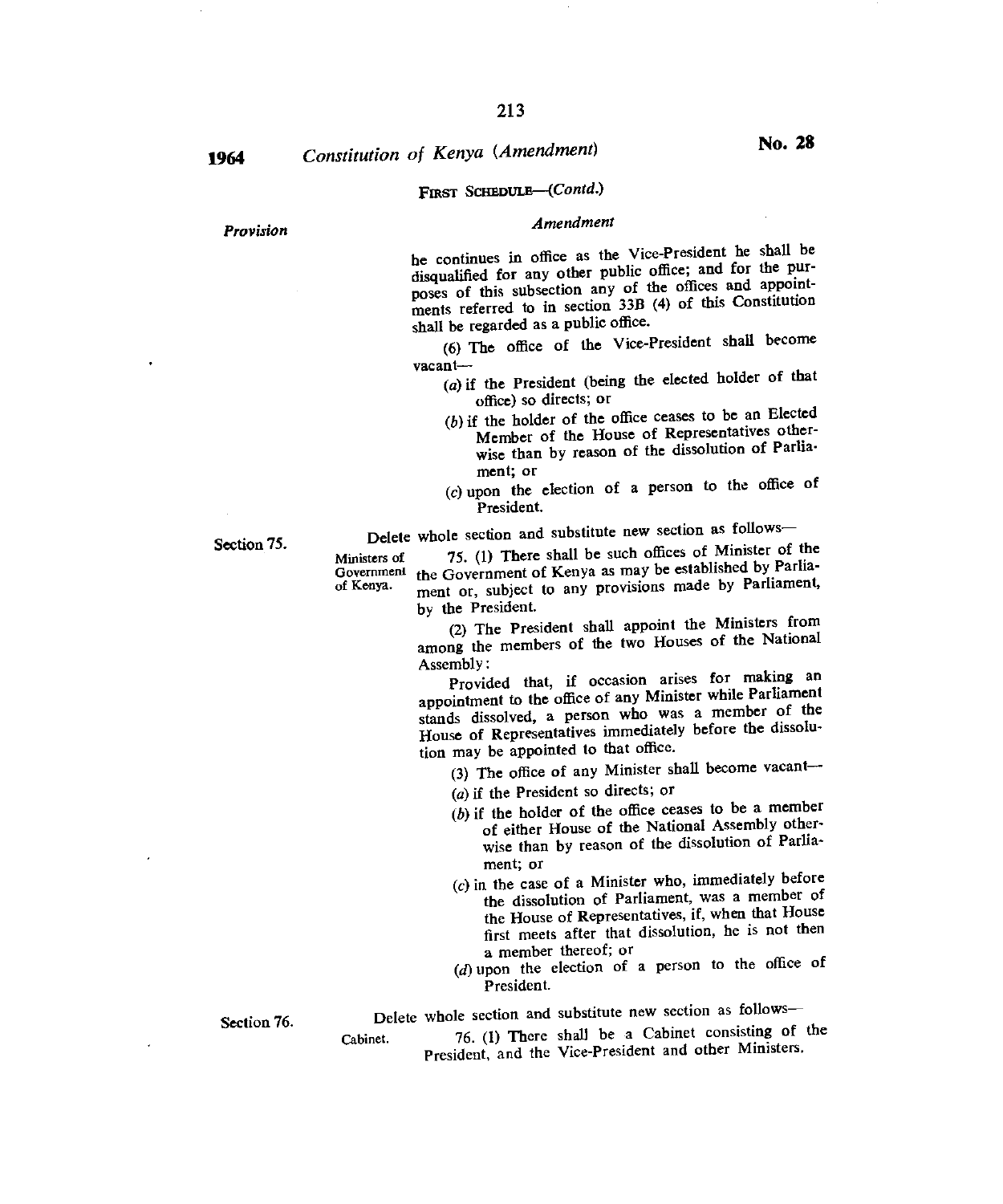FIRST SCHEDULE—(*Contd.*)

| *Provision* | *Amendment* |
|---|---|
| | he continues in office as the Vice-President he shall be disqualified for any other public office; and for the purposes of this subsection any of the offices and appointments referred to in section 33B (4) of this Constitution shall be regarded as a public office. |
| | (6) The office of the Vice-President shall become vacant— |
| | (*a*) if the President (being the elected holder of that office) so directs; or |
| | (*b*) if the holder of the office ceases to be an Elected Member of the House of Representatives otherwise than by reason of the dissolution of Parliament; or |
| | (*c*) upon the election of a person to the office of President. |
| Section 75. | Delete whole section and substitute new section as follows— |
| | Ministers of Government of Kenya. 75. (1) There shall be such offices of Minister of the the Government of Kenya as may be established by Parliament or, subject to any provisions made by Parliament, by the President. |
| | (2) The President shall appoint the Ministers from among the members of the two Houses of the National Assembly: |
| | Provided that, if occasion arises for making an appointment to the office of any Minister while Parliament stands dissolved, a person who was a member of the House of Representatives immediately before the dissolution may be appointed to that office. |
| | (3) The office of any Minister shall become vacant— |
| | (*a*) if the President so directs; or |
| | (*b*) if the holder of the office ceases to be a member of either House of the National Assembly otherwise than by reason of the dissolution of Parliament; or |
| | (*c*) in the case of a Minister who, immediately before the dissolution of Parliament, was a member of the House of Representatives, if, when that House first meets after that dissolution, he is not then a member thereof; or |
| | (*d*) upon the election of a person to the office of President. |
| Section 76. | Delete whole section and substitute new section as follows— |
| | Cabinet. 76. (1) There shall be a Cabinet consisting of the President, and the Vice-President and other Ministers. |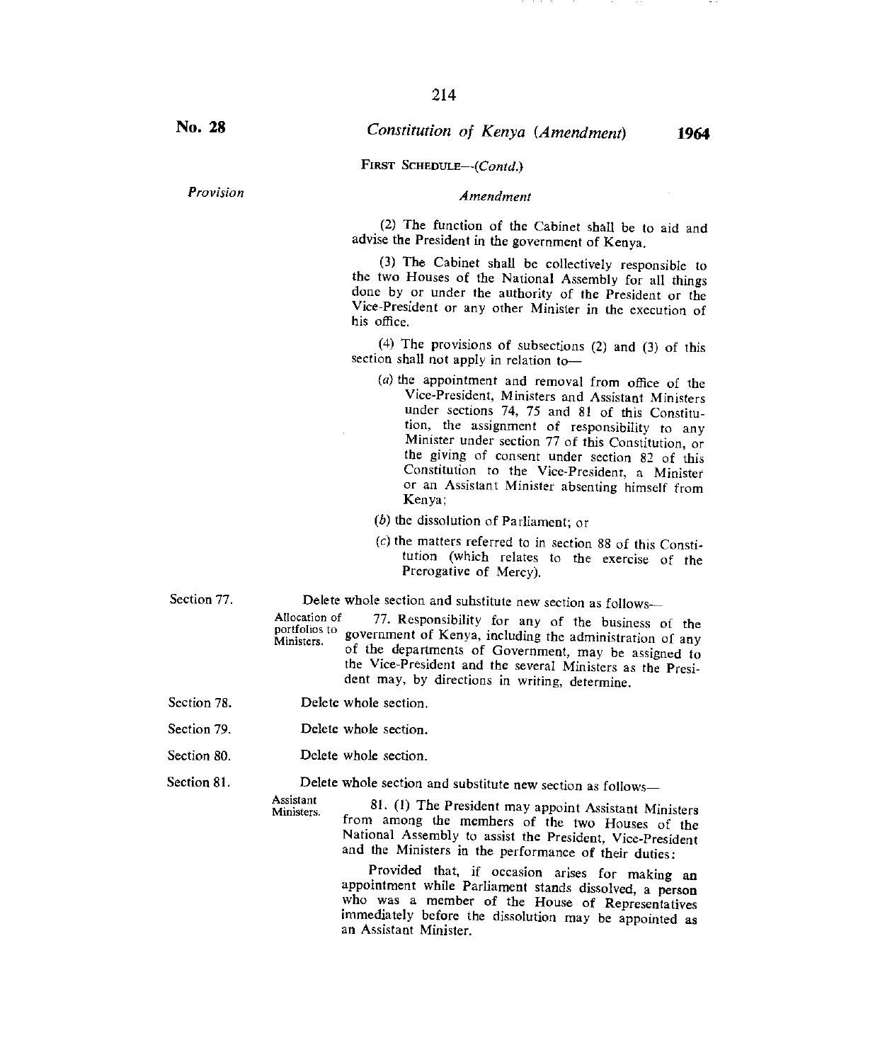**No. 28** *Constitution of Kenya (Amendment)* **1964**

FIRST SCHEDULE—(*Contd.*)

*Provision* | *Amendment*

(2) The function of the Cabinet shall be to aid and advise the President in the government of Kenya.

(3) The Cabinet shall be collectively responsible to the two Houses of the National Assembly for all things done by or under the authority of the President or the Vice-President or any other Minister in the execution of his office.

(4) The provisions of subsections (2) and (3) of this section shall not apply in relation to—

(*a*) the appointment and removal from office of the Vice-President, Ministers and Assistant Ministers under sections 74, 75 and 81 of this Constitution, the assignment of responsibility to any Minister under section 77 of this Constitution, or the giving of consent under section 82 of this Constitution to the Vice-President, a Minister or an Assistant Minister absenting himself from Kenya;

(*b*) the dissolution of Parliament; or

(*c*) the matters referred to in section 88 of this Constitution (which relates to the exercise of the Prerogative of Mercy).

Section 77. — Delete whole section and substitute new section as follows—

Allocation of portfolios to Ministers.

77. Responsibility for any of the business of the government of Kenya, including the administration of any of the departments of Government, may be assigned to the Vice-President and the several Ministers as the President may, by directions in writing, determine.

Section 78. — Delete whole section.

Section 79. — Delete whole section.

Section 80. — Delete whole section.

Section 81. — Delete whole section and substitute new section as follows—

Assistant Ministers.

81. (1) The President may appoint Assistant Ministers from among the members of the two Houses of the National Assembly to assist the President, Vice-President and the Ministers in the performance of their duties:

Provided that, if occasion arises for making an appointment while Parliament stands dissolved, a person who was a member of the House of Representatives immediately before the dissolution may be appointed as an Assistant Minister.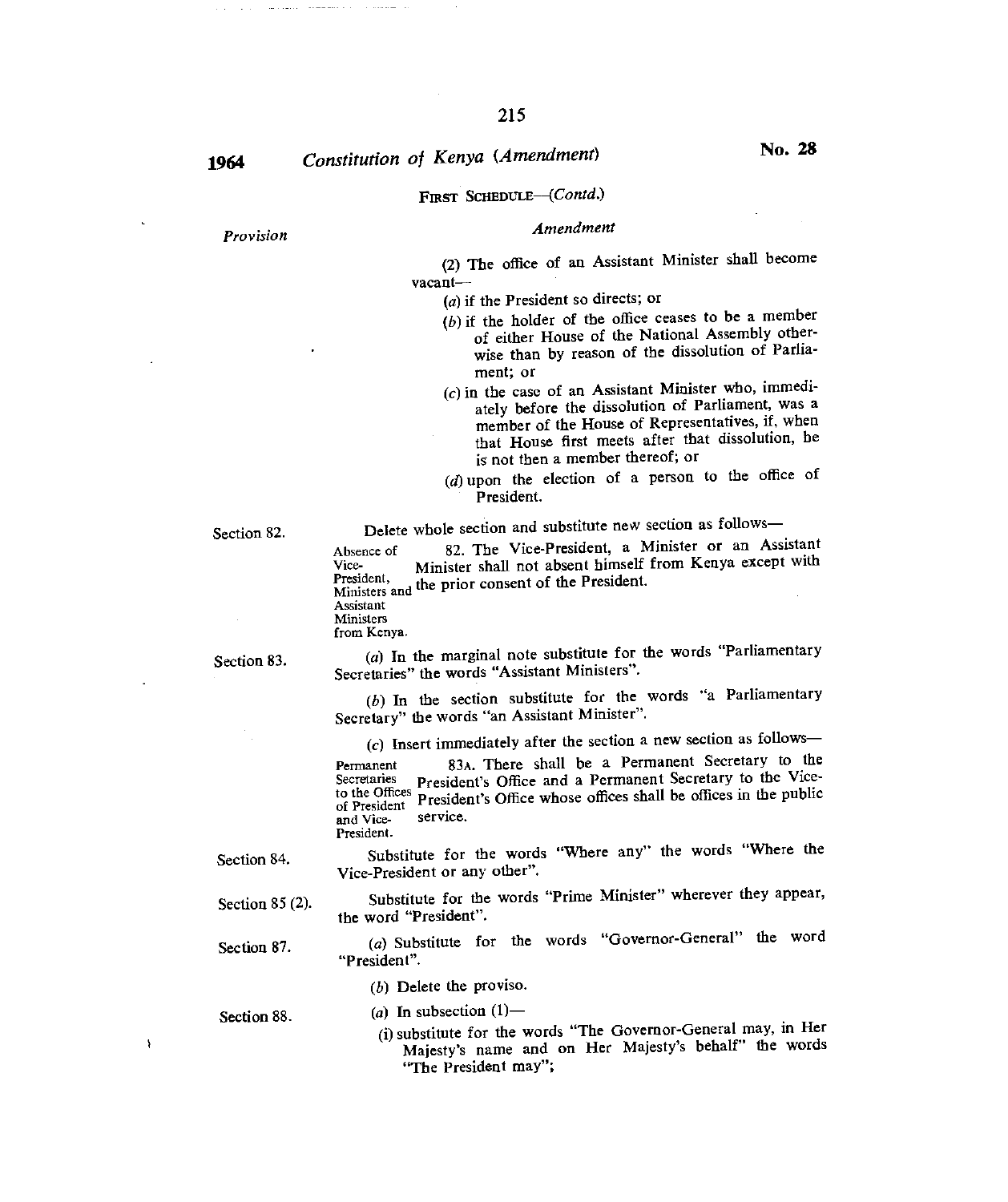FIRST SCHEDULE—(*Contd.*)

| *Provision* | *Amendment* |
|---|---|
| | (2) The office of an Assistant Minister shall become vacant—<br>(*a*) if the President so directs; or<br>(*b*) if the holder of the office ceases to be a member of either House of the National Assembly otherwise than by reason of the dissolution of Parliament; or<br>(*c*) in the case of an Assistant Minister who, immediately before the dissolution of Parliament, was a member of the House of Representatives, if, when that House first meets after that dissolution, he is not then a member thereof; or<br>(*d*) upon the election of a person to the office of President. |
| Section 82. | Delete whole section and substitute new section as follows—<br>Absence of Vice-President, Ministers and Assistant Ministers from Kenya. 82. The Vice-President, a Minister or an Assistant Minister shall not absent himself from Kenya except with the prior consent of the President. |
| Section 83. | (*a*) In the marginal note substitute for the words "Parliamentary Secretaries" the words "Assistant Ministers".<br>(*b*) In the section substitute for the words "a Parliamentary Secretary" the words "an Assistant Minister".<br>(*c*) Insert immediately after the section a new section as follows—<br>Permanent Secretaries to the Offices of President and Vice-President. 83A. There shall be a Permanent Secretary to the President's Office and a Permanent Secretary to the Vice-President's Office whose offices shall be offices in the public service. |
| Section 84. | Substitute for the words "Where any" the words "Where the Vice-President or any other". |
| Section 85 (2). | Substitute for the words "Prime Minister" wherever they appear, the word "President". |
| Section 87. | (*a*) Substitute for the words "Governor-General" the word "President".<br>(*b*) Delete the proviso. |
| Section 88. | (*a*) In subsection (1)—<br>(i) substitute for the words "The Governor-General may, in Her Majesty's name and on Her Majesty's behalf" the words "The President may"; |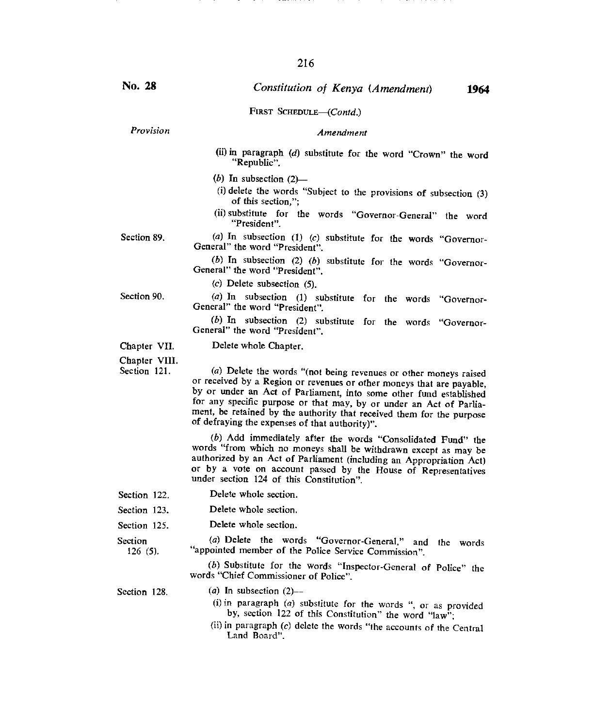FIRST SCHEDULE—*(Contd.)*

| *Provision* | *Amendment* |
|---|---|
| | (ii) in paragraph (*d*) substitute for the word "Crown" the word "Republic".<br><br>(*b*) In subsection (2)—<br>(i) delete the words "Subject to the provisions of subsection (3) of this section,";<br>(ii) substitute for the words "Governor-General" the word "President". |
| Section 89. | (*a*) In subsection (1) (*c*) substitute for the words "Governor-General" the word "President".<br><br>(*b*) In subsection (2) (*b*) substitute for the words "Governor-General" the word "President".<br><br>(*c*) Delete subsection (5). |
| Section 90. | (*a*) In subsection (1) substitute for the words "Governor-General" the word "President".<br><br>(*b*) In subsection (2) substitute for the words "Governor-General" the word "President". |
| Chapter VII. | Delete whole Chapter. |
| Chapter VIII.<br>Section 121. | (*a*) Delete the words "(not being revenues or other moneys raised or received by a Region or revenues or other moneys that are payable, by or under an Act of Parliament, into some other fund established for any specific purpose or that may, by or under an Act of Parliament, be retained by the authority that received them for the purpose of defraying the expenses of that authority)".<br><br>(*b*) Add immediately after the words "Consolidated Fund" the words "from which no moneys shall be withdrawn except as may be authorized by an Act of Parliament (including an Appropriation Act) or by a vote on account passed by the House of Representatives under section 124 of this Constitution". |
| Section 122. | Delete whole section. |
| Section 123. | Delete whole section. |
| Section 125. | Delete whole section. |
| Section 126 (5). | (*a*) Delete the words "Governor-General," and the words "appointed member of the Police Service Commission".<br><br>(*b*) Substitute for the words "Inspector-General of Police" the words "Chief Commissioner of Police". |
| Section 128. | (*a*) In subsection (2)—<br>(i) in paragraph (*a*) substitute for the words ", or as provided by, section 122 of this Constitution" the word "law";<br>(ii) in paragraph (*c*) delete the words "the accounts of the Central Land Board". |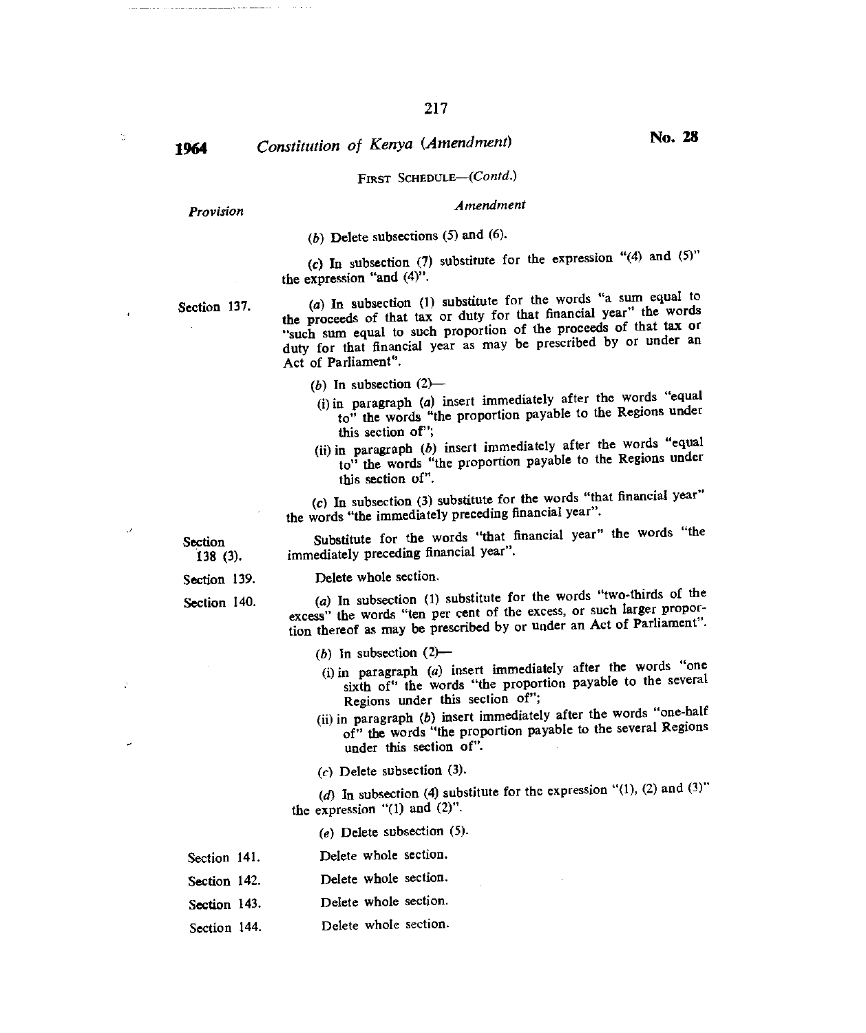FIRST SCHEDULE—(*Contd.*)

| *Provision* | *Amendment* |
|---|---|
| | (*b*) Delete subsections (5) and (6). |
| | (*c*) In subsection (7) substitute for the expression "(4) and (5)" the expression "and (4)". |
| Section 137. | (*a*) In subsection (1) substitute for the words "a sum equal to the proceeds of that tax or duty for that financial year" the words "such sum equal to such proportion of the proceeds of that tax or duty for that financial year as may be prescribed by or under an Act of Parliament". |
| | (*b*) In subsection (2)— (i) in paragraph (*a*) insert immediately after the words "equal to" the words "the proportion payable to the Regions under this section of"; (ii) in paragraph (*b*) insert immediately after the words "equal to" the words "the proportion payable to the Regions under this section of". |
| | (*c*) In subsection (3) substitute for the words "that financial year" the words "the immediately preceding financial year". |
| Section 138 (3). | Substitute for the words "that financial year" the words "the immediately preceding financial year". |
| Section 139. | Delete whole section. |
| Section 140. | (*a*) In subsection (1) substitute for the words "two-thirds of the excess" the words "ten per cent of the excess, or such larger proportion thereof as may be prescribed by or under an Act of Parliament". |
| | (*b*) In subsection (2)— (i) in paragraph (*a*) insert immediately after the words "one sixth of" the words "the proportion payable to the several Regions under this section of"; (ii) in paragraph (*b*) insert immediately after the words "one-half of" the words "the proportion payable to the several Regions under this section of". |
| | (*c*) Delete subsection (3). |
| | (*d*) In subsection (4) substitute for the expression "(1), (2) and (3)" the expression "(1) and (2)". |
| | (*e*) Delete subsection (5). |
| Section 141. | Delete whole section. |
| Section 142. | Delete whole section. |
| Section 143. | Delete whole section. |
| Section 144. | Delete whole section. |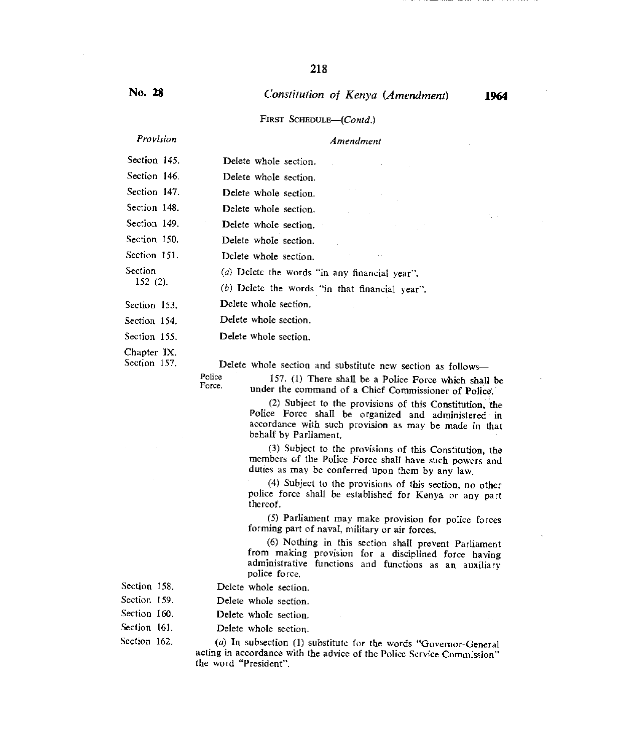No. 28 | *Constitution of Kenya (Amendment)* | 1964

FIRST SCHEDULE—(*Contd.*)

| *Provision* | *Amendment* |
|---|---|
| Section 145. | Delete whole section. |
| Section 146. | Delete whole section. |
| Section 147. | Delete whole section. |
| Section 148. | Delete whole section. |
| Section 149. | Delete whole section. |
| Section 150. | Delete whole section. |
| Section 151. | Delete whole section. |
| Section 152 (2). | (*a*) Delete the words "in any financial year". (*b*) Delete the words "in that financial year". |
| Section 153. | Delete whole section. |
| Section 154. | Delete whole section. |
| Section 155. | Delete whole section. |
| Chapter IX. Section 157. | Delete whole section and substitute new section as follows— |

Police Force.

157. (1) There shall be a Police Force which shall be under the command of a Chief Commissioner of Police.

(2) Subject to the provisions of this Constitution, the Police Force shall be organized and administered in accordance with such provision as may be made in that behalf by Parliament.

(3) Subject to the provisions of this Constitution, the members of the Police Force shall have such powers and duties as may be conferred upon them by any law.

(4) Subject to the provisions of this section, no other police force shall be established for Kenya or any part thereof.

(5) Parliament may make provision for police forces forming part of naval, military or air forces.

(6) Nothing in this section shall prevent Parliament from making provision for a disciplined force having administrative functions and functions as an auxiliary police force.

| | |
|---|---|
| Section 158. | Delete whole section. |
| Section 159. | Delete whole section. |
| Section 160. | Delete whole section. |
| Section 161. | Delete whole section. |
| Section 162. | (*a*) In subsection (1) substitute for the words "Governor-General acting in accordance with the advice of the Police Service Commission" the word "President". |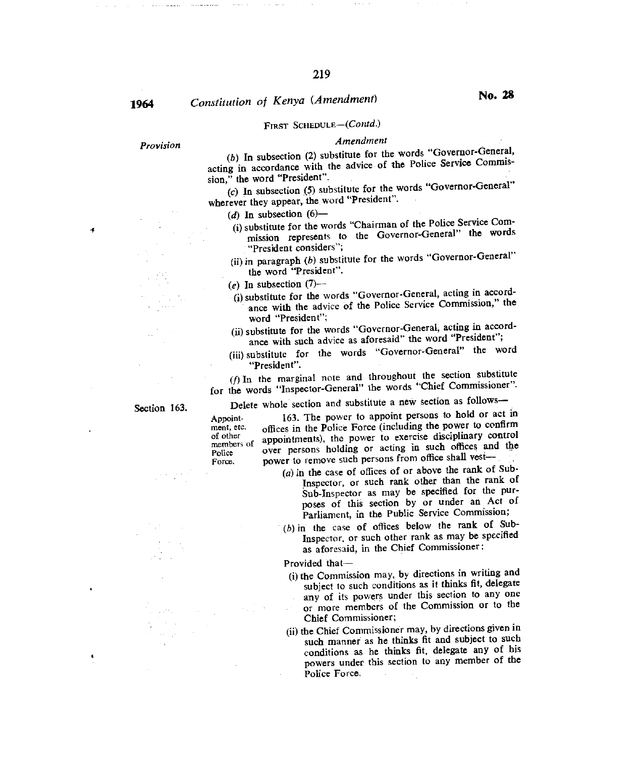FIRST SCHEDULE—(*Contd.*)

*Provision* | *Amendment*

(*b*) In subsection (2) substitute for the words "Governor-General, acting in accordance with the advice of the Police Service Commission," the word "President".

(*c*) In subsection (5) substitute for the words "Governor-General" wherever they appear, the word "President".

(*d*) In subsection (6)—

(i) substitute for the words "Chairman of the Police Service Commission represents to the Governor-General" the words "President considers";

(ii) in paragraph (*b*) substitute for the words "Governor-General" the word "President".

(*e*) In subsection (7)—

(i) substitute for the words "Governor-General, acting in accordance with the advice of the Police Service Commission," the word "President";

(ii) substitute for the words "Governor-General, acting in accordance with such advice as aforesaid" the word "President";

(iii) substitute for the words "Governor-General" the word "President".

(*f*) In the marginal note and throughout the section substitute for the words "Inspector-General" the words "Chief Commissioner".

Section 163. Delete whole section and substitute a new section as follows—

Appointment, etc. of other members of Police Force.

163. The power to appoint persons to hold or act in offices in the Police Force (including the power to confirm appointments), the power to exercise disciplinary control over persons holding or acting in such offices and the power to remove such persons from office shall vest—

(*a*) in the case of offices of or above the rank of Sub-Inspector, or such rank other than the rank of Sub-Inspector as may be specified for the purposes of this section by or under an Act of Parliament, in the Public Service Commission;

(*b*) in the case of offices below the rank of Sub-Inspector, or such other rank as may be specified as aforesaid, in the Chief Commissioner:

Provided that—

(i) the Commission may, by directions in writing and subject to such conditions as it thinks fit, delegate any of its powers under this section to any one or more members of the Commission or to the Chief Commissioner;

(ii) the Chief Commissioner may, by directions given in such manner as he thinks fit and subject to such conditions as he thinks fit, delegate any of his powers under this section to any member of the Police Force.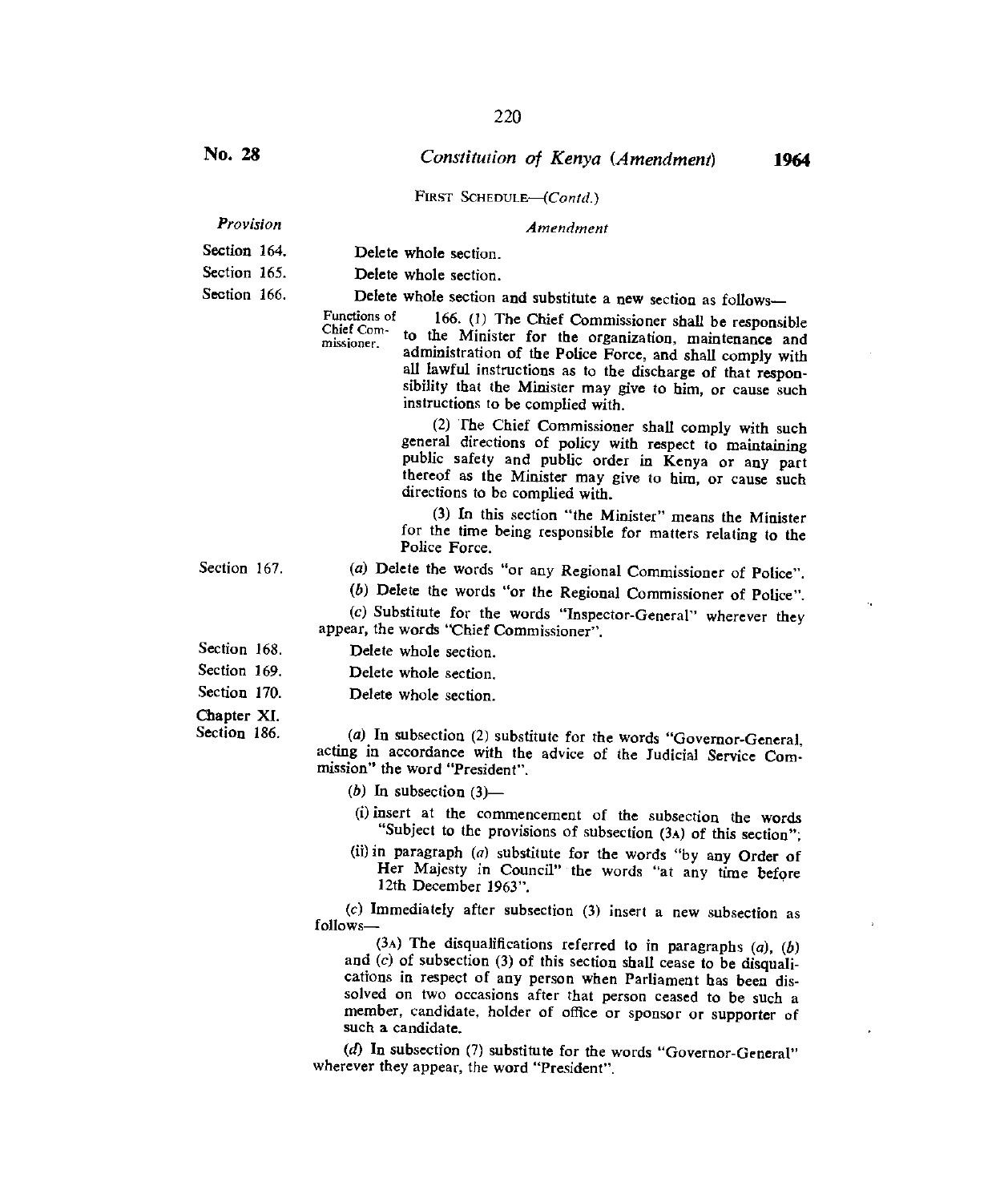FIRST SCHEDULE—(*Contd.*)

| *Provision* | *Amendment* |
|---|---|
| Section 164. | Delete whole section. |
| Section 165. | Delete whole section. |
| Section 166. | Delete whole section and substitute a new section as follows— |

Functions of Chief Commissioner.

166. (1) The Chief Commissioner shall be responsible to the Minister for the organization, maintenance and administration of the Police Force, and shall comply with all lawful instructions as to the discharge of that responsibility that the Minister may give to him, or cause such instructions to be complied with.

(2) The Chief Commissioner shall comply with such general directions of policy with respect to maintaining public safety and public order in Kenya or any part thereof as the Minister may give to him, or cause such directions to be complied with.

(3) In this section "the Minister" means the Minister for the time being responsible for matters relating to the Police Force.

Section 167.

(*a*) Delete the words "or any Regional Commissioner of Police".

(*b*) Delete the words "or the Regional Commissioner of Police".

(*c*) Substitute for the words "Inspector-General" wherever they appear, the words "Chief Commissioner".

| | |
|---|---|
| Section 168. | Delete whole section. |
| Section 169. | Delete whole section. |
| Section 170. | Delete whole section. |

Chapter XI.
Section 186.

(*a*) In subsection (2) substitute for the words "Governor-General, acting in accordance with the advice of the Judicial Service Commission" the word "President".

(*b*) In subsection (3)—

(i) insert at the commencement of the subsection the words "Subject to the provisions of subsection (3A) of this section";

(ii) in paragraph (*a*) substitute for the words "by any Order of Her Majesty in Council" the words "at any time before 12th December 1963".

(*c*) Immediately after subsection (3) insert a new subsection as follows—

(3A) The disqualifications referred to in paragraphs (*a*), (*b*) and (*c*) of subsection (3) of this section shall cease to be disqualifications in respect of any person when Parliament has been dissolved on two occasions after that person ceased to be such a member, candidate, holder of office or sponsor or supporter of such a candidate.

(*d*) In subsection (7) substitute for the words "Governor-General" wherever they appear, the word "President".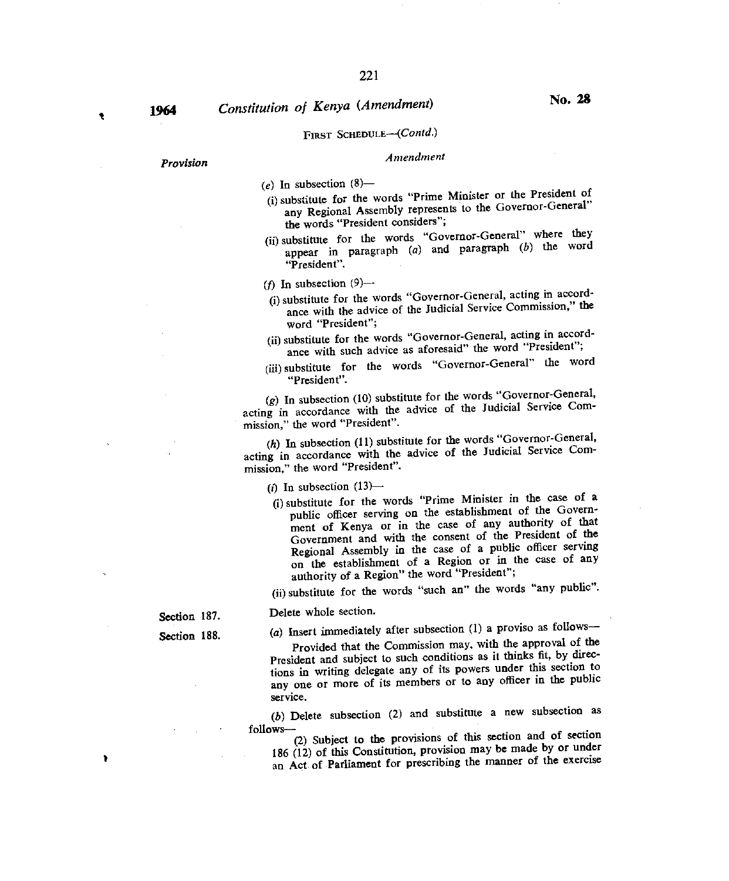FIRST SCHEDULE—(*Contd.*)

| *Provision* | *Amendment* |
|---|---|
| | (*e*) In subsection (8)—<br>(i) substitute for the words "Prime Minister or the President of any Regional Assembly represents to the Governor-General" the words "President considers";<br>(ii) substitute for the words "Governor-General" where they appear in paragraph (*a*) and paragraph (*b*) the word "President". |
| | (*f*) In subsection (9)—<br>(i) substitute for the words "Governor-General, acting in accordance with the advice of the Judicial Service Commission," the word "President";<br>(ii) substitute for the words "Governor-General, acting in accordance with such advice as aforesaid" the word "President";<br>(iii) substitute for the words "Governor-General" the word "President". |
| | (*g*) In subsection (10) substitute for the words "Governor-General, acting in accordance with the advice of the Judicial Service Commission," the word "President". |
| | (*h*) In subsection (11) substitute for the words "Governor-General, acting in accordance with the advice of the Judicial Service Commission," the word "President". |
| | (*i*) In subsection (13)—<br>(i) substitute for the words "Prime Minister in the case of a public officer serving on the establishment of the Government of Kenya or in the case of any authority of that Government and with the consent of the President of the Regional Assembly in the case of a public officer serving on the establishment of a Region or in the case of any authority of a Region" the word "President";<br>(ii) substitute for the words "such an" the words "any public". |
| Section 187. | Delete whole section. |
| Section 188. | (*a*) Insert immediately after subsection (1) a proviso as follows—<br>Provided that the Commission may, with the approval of the President and subject to such conditions as it thinks fit, by directions in writing delegate any of its powers under this section to any one or more of its members or to any officer in the public service.<br>(*b*) Delete subsection (2) and substitute a new subsection as follows—<br>(2) Subject to the provisions of this section and of section 186 (12) of this Constitution, provision may be made by or under an Act of Parliament for prescribing the manner of the exercise |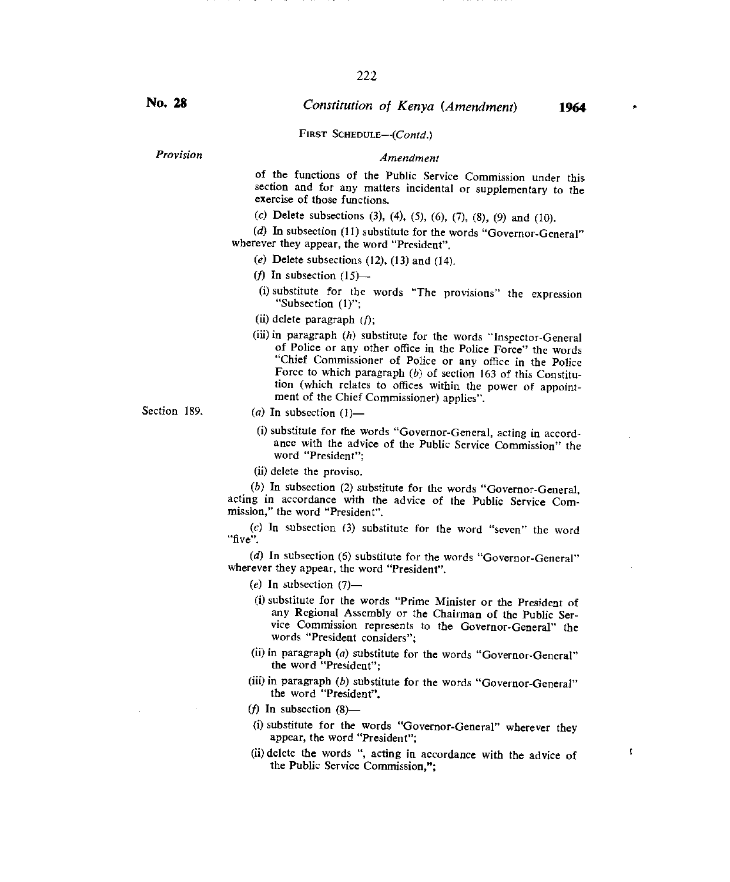FIRST SCHEDULE—(*Contd.*)

| *Provision* | *Amendment* |
|---|---|
| | of the functions of the Public Service Commission under this section and for any matters incidental or supplementary to the exercise of those functions. |
| | (*c*) Delete subsections (3), (4), (5), (6), (7), (8), (9) and (10). |
| | (*d*) In subsection (11) substitute for the words "Governor-General" wherever they appear, the word "President". |
| | (*e*) Delete subsections (12), (13) and (14). |
| | (*f*) In subsection (15)— |
| | (i) substitute for the words "The provisions" the expression "Subsection (1)"; |
| | (ii) delete paragraph (*f*); |
| | (iii) in paragraph (*h*) substitute for the words "Inspector-General of Police or any other office in the Police Force" the words "Chief Commissioner of Police or any office in the Police Force to which paragraph (*b*) of section 163 of this Constitution (which relates to offices within the power of appointment of the Chief Commissioner) applies". |
| Section 189. | (*a*) In subsection (1)— |
| | (i) substitute for the words "Governor-General, acting in accordance with the advice of the Public Service Commission" the word "President"; |
| | (ii) delete the proviso. |
| | (*b*) In subsection (2) substitute for the words "Governor-General, acting in accordance with the advice of the Public Service Commission," the word "President". |
| | (*c*) In subsection (3) substitute for the word "seven" the word "five". |
| | (*d*) In subsection (6) substitute for the words "Governor-General" wherever they appear, the word "President". |
| | (*e*) In subsection (7)— |
| | (i) substitute for the words "Prime Minister or the President of any Regional Assembly or the Chairman of the Public Service Commission represents to the Governor-General" the words "President considers"; |
| | (ii) in paragraph (*a*) substitute for the words "Governor-General" the word "President"; |
| | (iii) in paragraph (*b*) substitute for the words "Governor-General" the word "President". |
| | (*f*) In subsection (8)— |
| | (i) substitute for the words "Governor-General" wherever they appear, the word "President"; |
| | (ii) delete the words ", acting in accordance with the advice of the Public Service Commission,"; |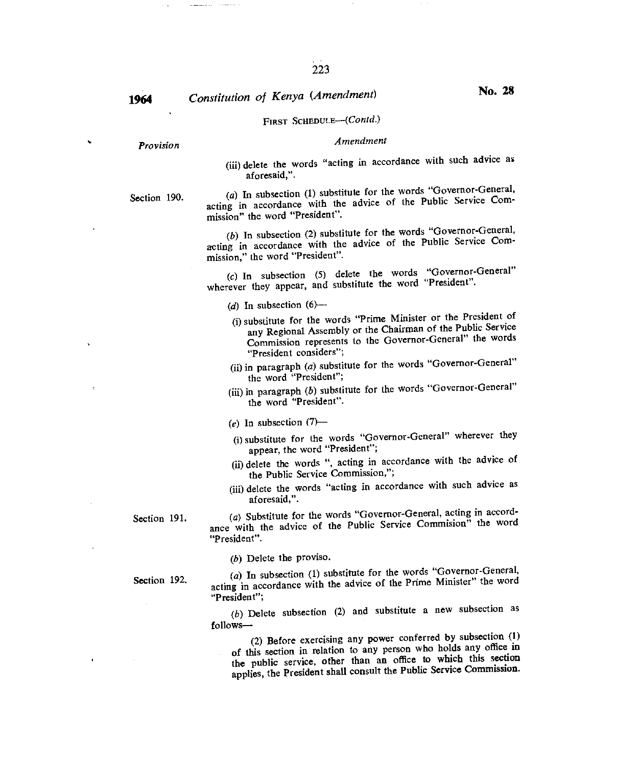FIRST SCHEDULE—*(Contd.)*

| *Provision* | *Amendment* |
|---|---|
| | (iii) delete the words "acting in accordance with such advice as aforesaid,". |
| Section 190. | (*a*) In subsection (1) substitute for the words "Governor-General, acting in accordance with the advice of the Public Service Commission" the word "President".<br><br>(*b*) In subsection (2) substitute for the words "Governor-General, acting in accordance with the advice of the Public Service Commission," the word "President".<br><br>(*c*) In subsection (5) delete the words "Governor-General" wherever they appear, and substitute the word "President".<br><br>(*d*) In subsection (6)—<br>(i) substitute for the words "Prime Minister or the President of any Regional Assembly or the Chairman of the Public Service Commission represents to the Governor-General" the words "President considers";<br>(ii) in paragraph (*a*) substitute for the words "Governor-General" the word "President";<br>(iii) in paragraph (*b*) substitute for the words "Governor-General" the word "President".<br><br>(*e*) In subsection (7)—<br>(i) substitute for the words "Governor-General" wherever they appear, the word "President";<br>(ii) delete the words ", acting in accordance with the advice of the Public Service Commission,";<br>(iii) delete the words "acting in accordance with such advice as aforesaid,". |
| Section 191. | (*a*) Substitute for the words "Governor-General, acting in accordance with the advice of the Public Service Commision" the word "President".<br><br>(*b*) Delete the proviso. |
| Section 192. | (*a*) In subsection (1) substitute for the words "Governor-General, acting in accordance with the advice of the Prime Minister" the word "President";<br><br>(*b*) Delete subsection (2) and substitute a new subsection as follows—<br><br>(2) Before exercising any power conferred by subsection (1) of this section in relation to any person who holds any office in the public service, other than an office to which this section applies, the President shall consult the Public Service Commission. |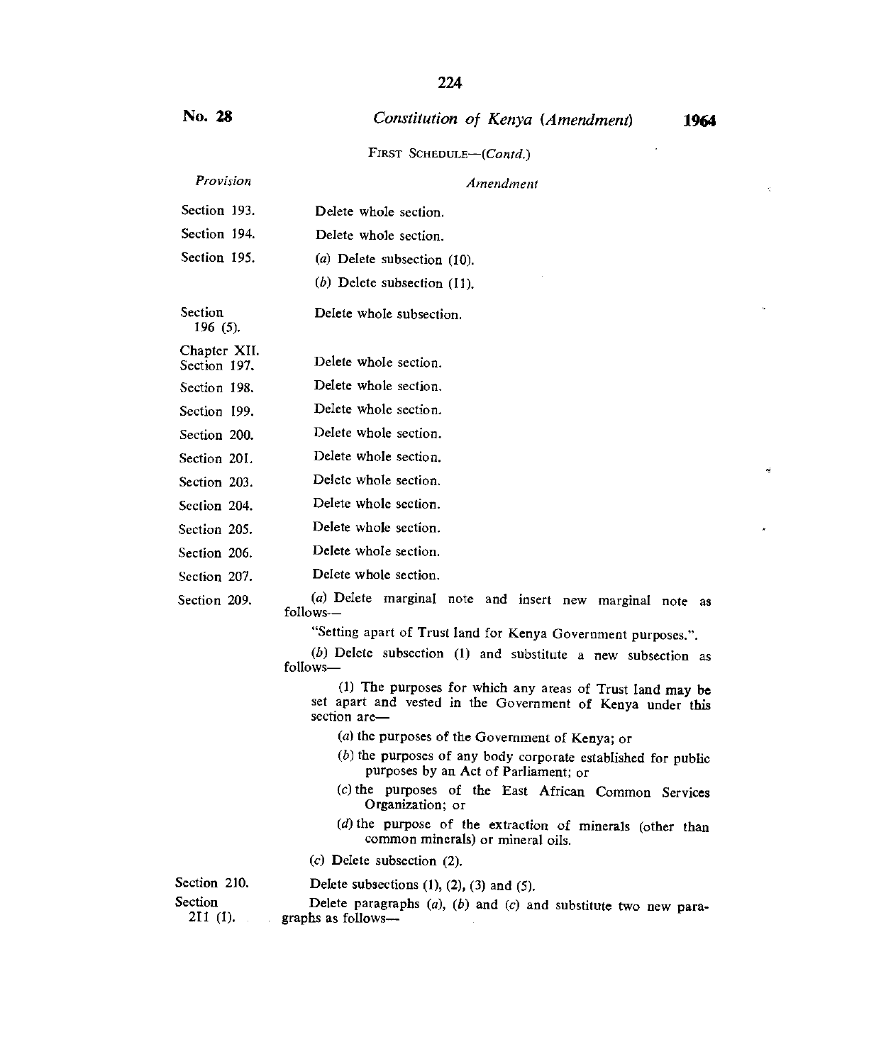FIRST SCHEDULE—(*Contd.*)

| *Provision* | *Amendment* |
|---|---|
| Section 193. | Delete whole section. |
| Section 194. | Delete whole section. |
| Section 195. | (*a*) Delete subsection (10).<br>(*b*) Delete subsection (11). |
| Section 196 (5). | Delete whole subsection. |
| Chapter XII. Section 197. | Delete whole section. |
| Section 198. | Delete whole section. |
| Section 199. | Delete whole section. |
| Section 200. | Delete whole section. |
| Section 201. | Delete whole section. |
| Section 203. | Delete whole section. |
| Section 204. | Delete whole section. |
| Section 205. | Delete whole section. |
| Section 206. | Delete whole section. |
| Section 207. | Delete whole section. |
| Section 209. | (*a*) Delete marginal note and insert new marginal note as follows—<br>"Setting apart of Trust land for Kenya Government purposes.".<br>(*b*) Delete subsection (1) and substitute a new subsection as follows—<br>(1) The purposes for which any areas of Trust land may be set apart and vested in the Government of Kenya under this section are—<br>(*a*) the purposes of the Government of Kenya; or<br>(*b*) the purposes of any body corporate established for public purposes by an Act of Parliament; or<br>(*c*) the purposes of the East African Common Services Organization; or<br>(*d*) the purpose of the extraction of minerals (other than common minerals) or mineral oils.<br>(*c*) Delete subsection (2). |
| Section 210. | Delete subsections (1), (2), (3) and (5). |
| Section 211 (1). | Delete paragraphs (*a*), (*b*) and (*c*) and substitute two new paragraphs as follows— |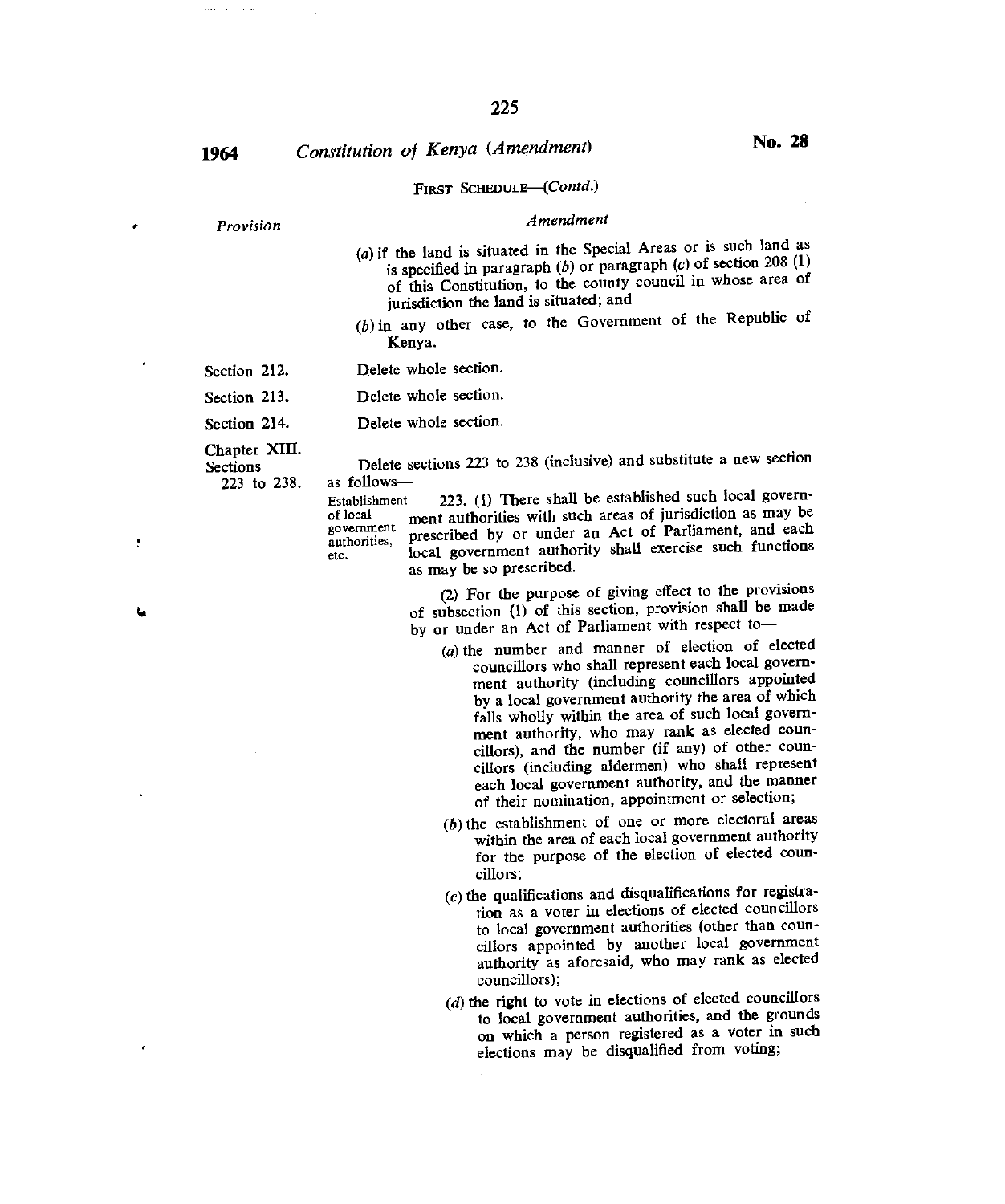FIRST SCHEDULE—(*Contd.*)

| *Provision* | *Amendment* |
|---|---|
| | (*a*) if the land is situated in the Special Areas or is such land as is specified in paragraph (*b*) or paragraph (*c*) of section 208 (1) of this Constitution, to the county council in whose area of jurisdiction the land is situated; and |
| | (*b*) in any other case, to the Government of the Republic of Kenya. |
| Section 212. | Delete whole section. |
| Section 213. | Delete whole section. |
| Section 214. | Delete whole section. |
| Chapter XIII. Sections 223 to 238. | Delete sections 223 to 238 (inclusive) and substitute a new section as follows— |

Establishment of local government authorities, etc.

223. (1) There shall be established such local government authorities with such areas of jurisdiction as may be prescribed by or under an Act of Parliament, and each local government authority shall exercise such functions as may be so prescribed.

(2) For the purpose of giving effect to the provisions of subsection (1) of this section, provision shall be made by or under an Act of Parliament with respect to—

(*a*) the number and manner of election of elected councillors who shall represent each local government authority (including councillors appointed by a local government authority the area of which falls wholly within the area of such local government authority, who may rank as elected councillors), and the number (if any) of other councillors (including aldermen) who shall represent each local government authority, and the manner of their nomination, appointment or selection;

(*b*) the establishment of one or more electoral areas within the area of each local government authority for the purpose of the election of elected councillors;

(*c*) the qualifications and disqualifications for registration as a voter in elections of elected councillors to local government authorities (other than councillors appointed by another local government authority as aforesaid, who may rank as elected councillors);

(*d*) the right to vote in elections of elected councillors to local government authorities, and the grounds on which a person registered as a voter in such elections may be disqualified from voting;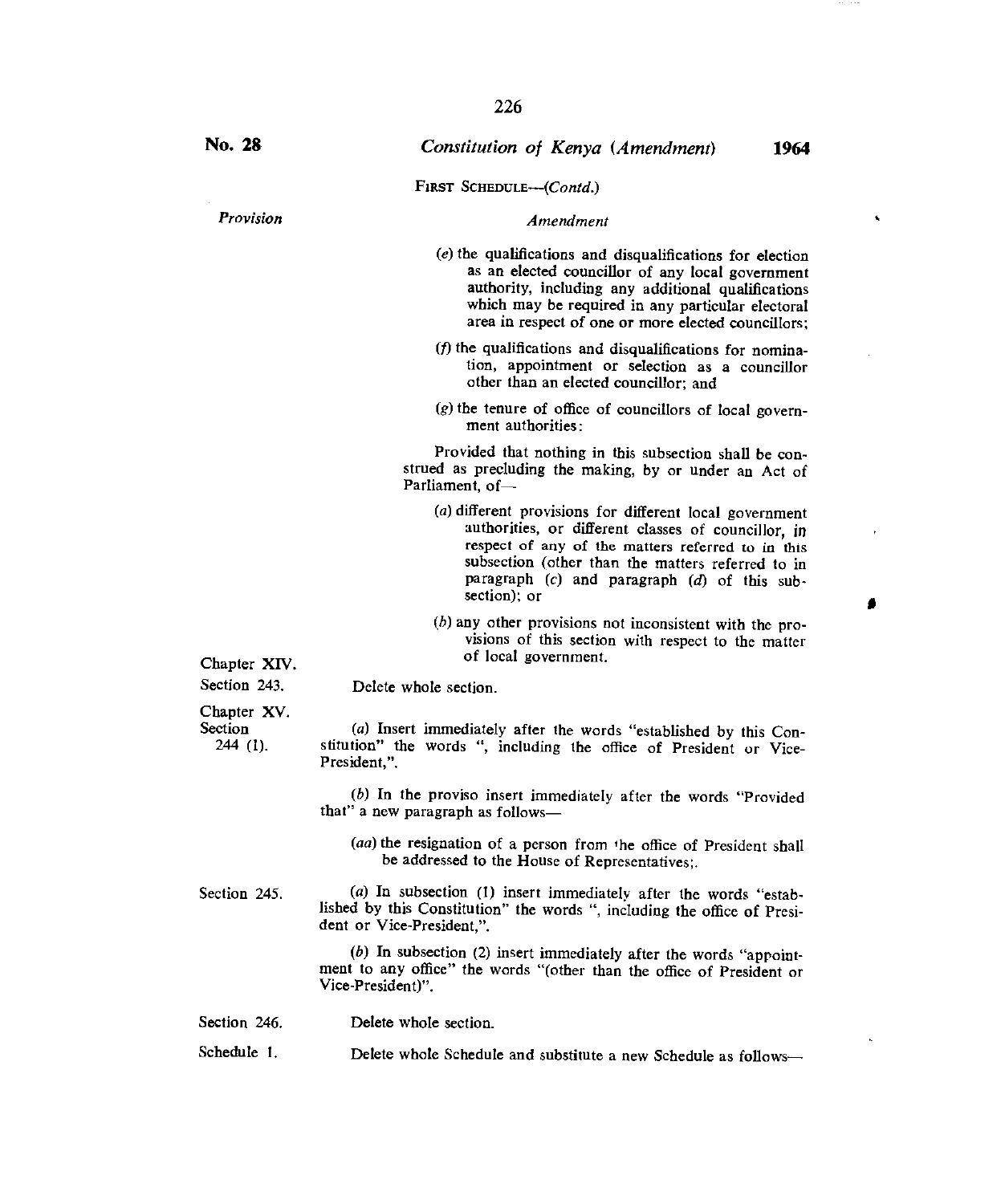FIRST SCHEDULE—(*Contd.*)

| *Provision* | *Amendment* |
|---|---|
| | (*e*) the qualifications and disqualifications for election as an elected councillor of any local government authority, including any additional qualifications which may be required in any particular electoral area in respect of one or more elected councillors;<br><br>(*f*) the qualifications and disqualifications for nomination, appointment or selection as a councillor other than an elected councillor; and<br><br>(*g*) the tenure of office of councillors of local government authorities:<br><br>Provided that nothing in this subsection shall be construed as precluding the making, by or under an Act of Parliament, of—<br><br>(*a*) different provisions for different local government authorities, or different classes of councillor, in respect of any of the matters referred to in this subsection (other than the matters referred to in paragraph (*c*) and paragraph (*d*) of this subsection); or<br><br>(*b*) any other provisions not inconsistent with the provisions of this section with respect to the matter of local government. |
| Chapter XIV.<br>Section 243. | Delete whole section. |
| Chapter XV.<br>Section 244 (1). | (*a*) Insert immediately after the words "established by this Constitution" the words ", including the office of President or Vice-President,".<br><br>(*b*) In the proviso insert immediately after the words "Provided that" a new paragraph as follows—<br><br>(*aa*) the resignation of a person from the office of President shall be addressed to the House of Representatives;. |
| Section 245. | (*a*) In subsection (1) insert immediately after the words "established by this Constitution" the words ", including the office of President or Vice-President,".<br><br>(*b*) In subsection (2) insert immediately after the words "appointment to any office" the words "(other than the office of President or Vice-President)". |
| Section 246. | Delete whole section. |
| Schedule 1. | Delete whole Schedule and substitute a new Schedule as follows— |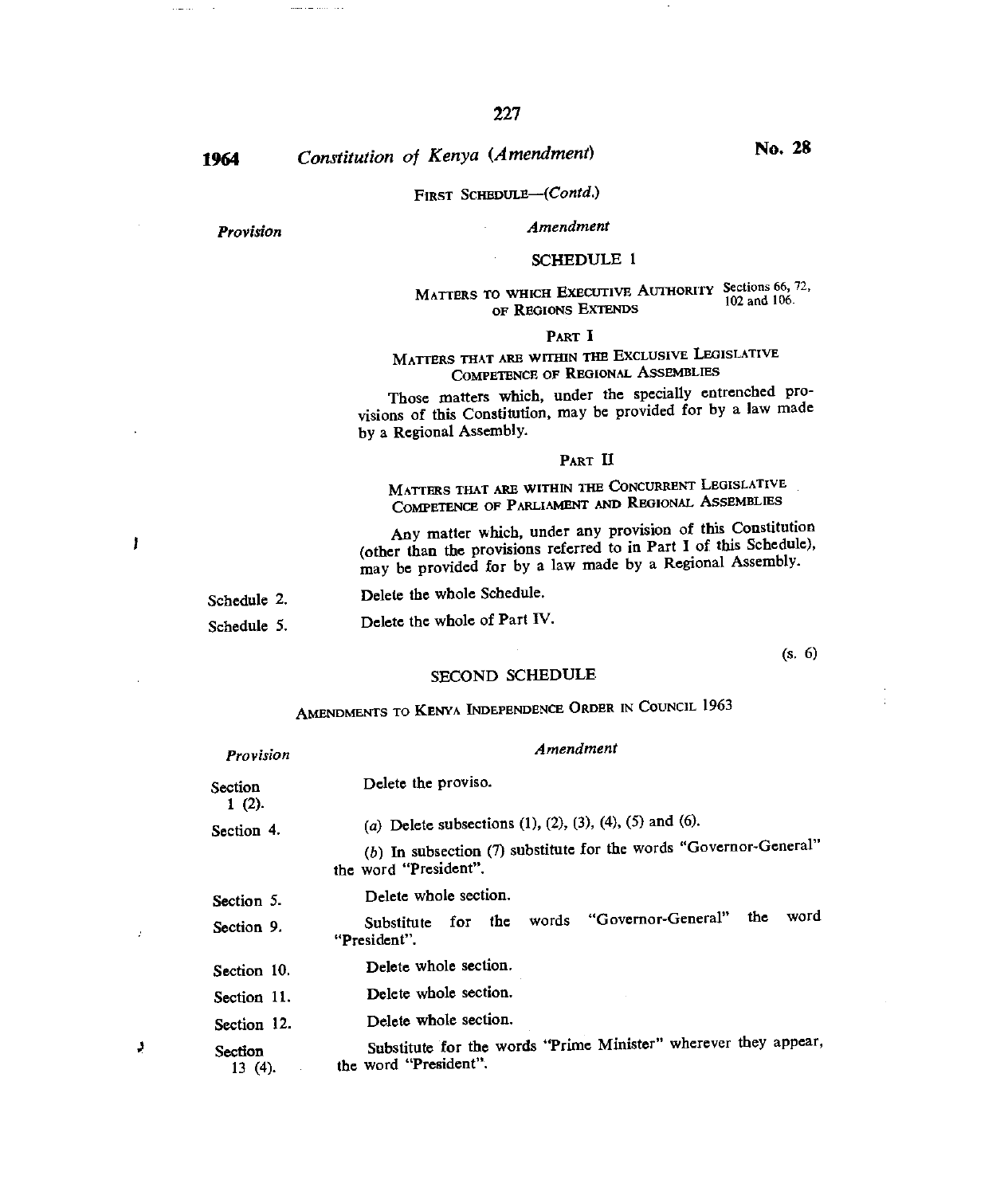FIRST SCHEDULE—(*Contd.*)

| *Provision* | *Amendment* |
|---|---|
| | SCHEDULE 1<br><br>MATTERS TO WHICH EXECUTIVE AUTHORITY OF REGIONS EXTENDS (Sections 66, 72, 102 and 106.)<br><br>PART I<br><br>MATTERS THAT ARE WITHIN THE EXCLUSIVE LEGISLATIVE COMPETENCE OF REGIONAL ASSEMBLIES<br><br>Those matters which, under the specially entrenched provisions of this Constitution, may be provided for by a law made by a Regional Assembly.<br><br>PART II<br><br>MATTERS THAT ARE WITHIN THE CONCURRENT LEGISLATIVE COMPETENCE OF PARLIAMENT AND REGIONAL ASSEMBLIES<br><br>Any matter which, under any provision of this Constitution (other than the provisions referred to in Part I of this Schedule), may be provided for by a law made by a Regional Assembly. |
| Schedule 2. | Delete the whole Schedule. |
| Schedule 5. | Delete the whole of Part IV. |

(s. 6)

## SECOND SCHEDULE

### AMENDMENTS TO KENYA INDEPENDENCE ORDER IN COUNCIL 1963

| *Provision* | *Amendment* |
|---|---|
| Section 1 (2). | Delete the proviso. |
| Section 4. | (*a*) Delete subsections (1), (2), (3), (4), (5) and (6).<br>(*b*) In subsection (7) substitute for the words "Governor-General" the word "President". |
| Section 5. | Delete whole section. |
| Section 9. | Substitute for the words "Governor-General" the word "President". |
| Section 10. | Delete whole section. |
| Section 11. | Delete whole section. |
| Section 12. | Delete whole section. |
| Section 13 (4). | Substitute for the words "Prime Minister" wherever they appear, the word "President". |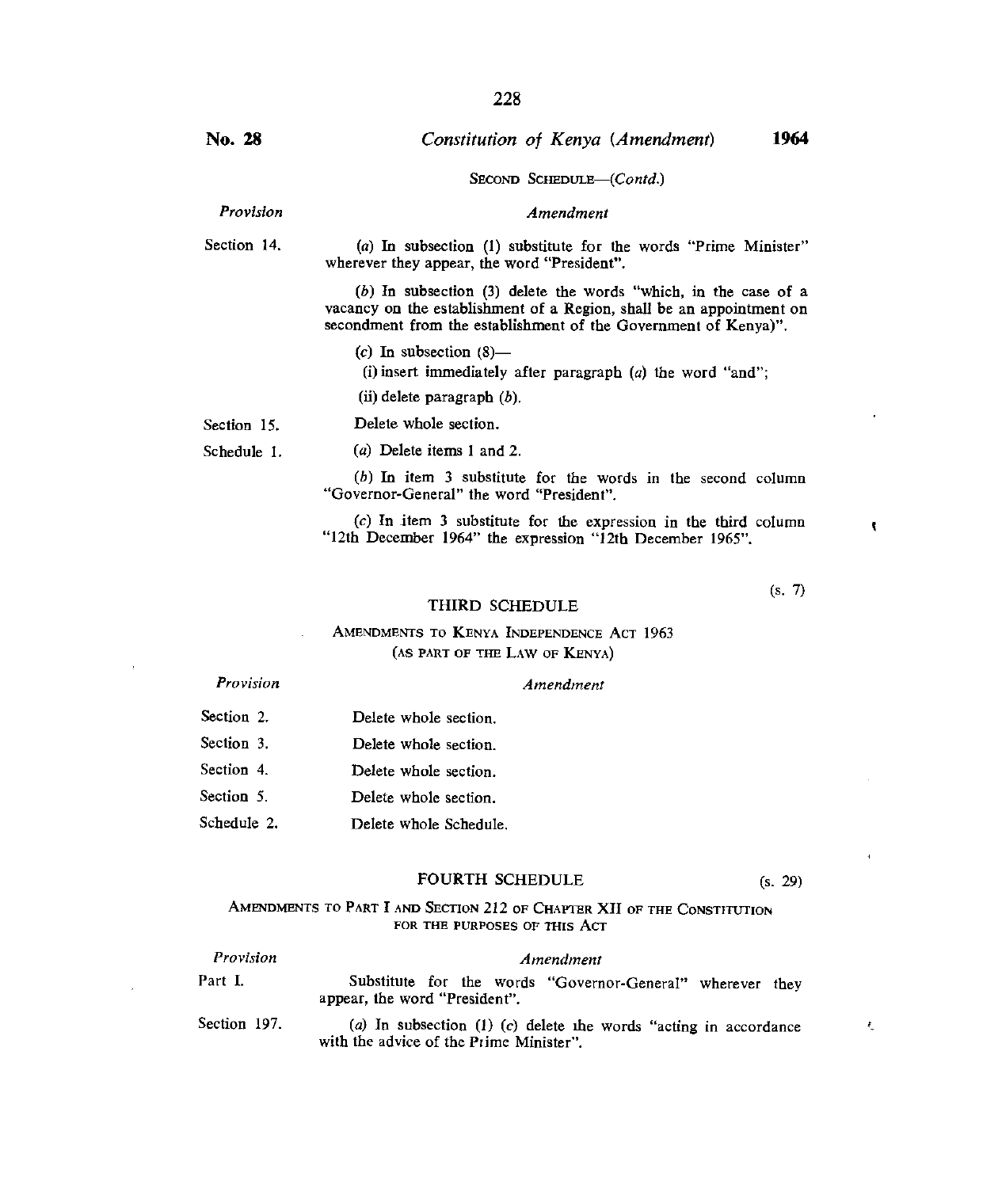SECOND SCHEDULE—(*Contd.*)

| *Provision* | *Amendment* |
| --- | --- |
| Section 14. | (*a*) In subsection (1) substitute for the words "Prime Minister" wherever they appear, the word "President". |
| | (*b*) In subsection (3) delete the words "which, in the case of a vacancy on the establishment of a Region, shall be an appointment on secondment from the establishment of the Government of Kenya)". |
| | (*c*) In subsection (8)— (i) insert immediately after paragraph (*a*) the word "and"; (ii) delete paragraph (*b*). |
| Section 15. | Delete whole section. |
| Schedule 1. | (*a*) Delete items 1 and 2. |
| | (*b*) In item 3 substitute for the words in the second column "Governor-General" the word "President". |
| | (*c*) In item 3 substitute for the expression in the third column "12th December 1964" the expression "12th December 1965". |

(s. 7)

## THIRD SCHEDULE

AMENDMENTS TO KENYA INDEPENDENCE ACT 1963 (AS PART OF THE LAW OF KENYA)

| *Provision* | *Amendment* |
| --- | --- |
| Section 2. | Delete whole section. |
| Section 3. | Delete whole section. |
| Section 4. | Delete whole section. |
| Section 5. | Delete whole section. |
| Schedule 2. | Delete whole Schedule. |

## FOURTH SCHEDULE

(s. 29)

AMENDMENTS TO PART I AND SECTION 212 OF CHAPTER XII OF THE CONSTITUTION FOR THE PURPOSES OF THIS ACT

| *Provision* | *Amendment* |
| --- | --- |
| Part I. | Substitute for the words "Governor-General" wherever they appear, the word "President". |
| Section 197. | (*a*) In subsection (1) (*c*) delete the words "acting in accordance with the advice of the Prime Minister". |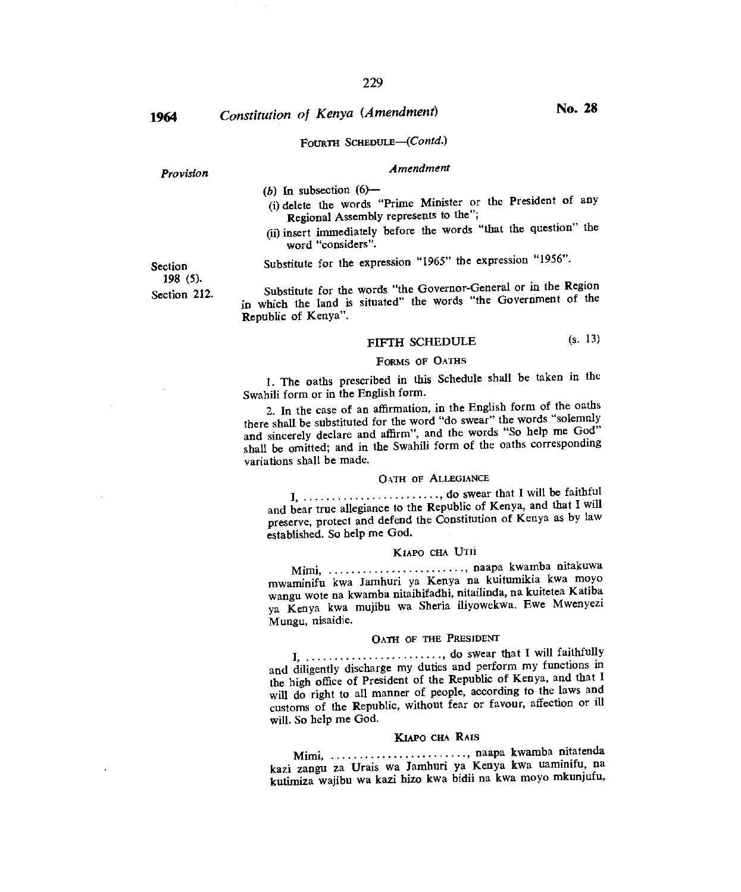FOURTH SCHEDULE—(*Contd.*)

| *Provision* | *Amendment* |
|---|---|
| | (*b*) In subsection (6)—<br>(i) delete the words "Prime Minister or the President of any Regional Assembly represents to the";<br>(ii) insert immediately before the words "that the question" the word "considers". |
| Section 198 (5). | Substitute for the expression "1965" the expression "1956". |
| Section 212. | Substitute for the words "the Governor-General or in the Region in which the land is situated" the words "the Government of the Republic of Kenya". |

## FIFTH SCHEDULE (s. 13)

### FORMS OF OATHS

1. The oaths prescribed in this Schedule shall be taken in the Swahili form or in the English form.

2. In the case of an affirmation, in the English form of the oaths there shall be substituted for the word "do swear" the words "solemnly and sincerely declare and affirm", and the words "So help me God" shall be omitted; and in the Swahili form of the oaths corresponding variations shall be made.

### OATH OF ALLEGIANCE

I, ........................, do swear that I will be faithful and bear true allegiance to the Republic of Kenya, and that I will preserve, protect and defend the Constitution of Kenya as by law established. So help me God.

### KIAPO CHA UTII

Mimi, ........................, naapa kwamba nitakuwa mwaminifu kwa Jamhuri ya Kenya na kuitumikia kwa moyo wangu wote na kwamba nitaihifadhi, nitailinda, na kuitetea Katiba ya Kenya kwa mujibu wa Sheria iliyowekwa. Ewe Mwenyezi Mungu, nisaidie.

### OATH OF THE PRESIDENT

I, ........................, do swear that I will faithfully and diligently discharge my duties and perform my functions in the high office of President of the Republic of Kenya, and that I will do right to all manner of people, according to the laws and customs of the Republic, without fear or favour, affection or ill will. So help me God.

### KIAPO CHA RAIS

Mimi, ........................, naapa kwamba nitatenda kazi zangu za Urais wa Jamhuri ya Kenya kwa uaminifu, na kutimiza wajibu wa kazi hizo kwa bidii na kwa moyo mkunjufu,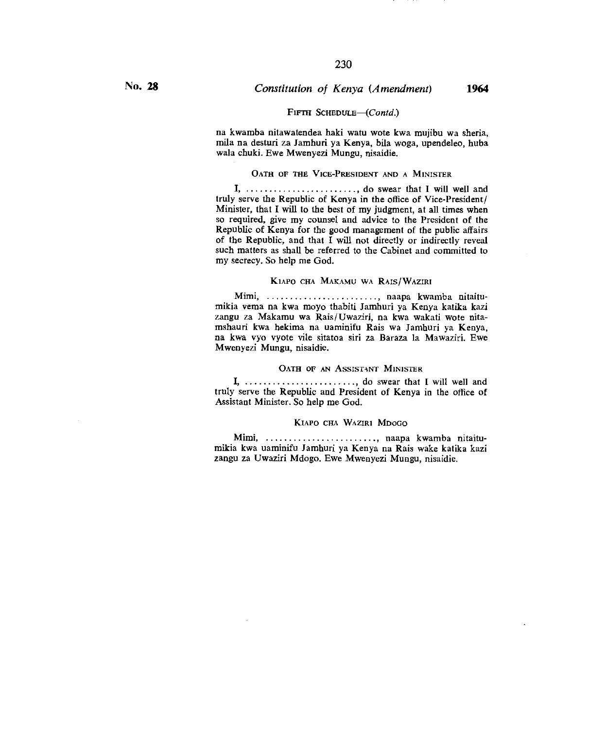FIFTH SCHEDULE—(*Contd.*)

na kwamba nitawatendea haki watu wote kwa mujibu wa sheria, mila na desturi za Jamhuri ya Kenya, bila woga, upendeleo, huba wala chuki. Ewe Mwenyezi Mungu, nisaidie.

OATH OF THE VICE-PRESIDENT AND A MINISTER

I, ........................, do swear that I will well and truly serve the Republic of Kenya in the office of Vice-President/ Minister, that I will to the best of my judgment, at all times when so required, give my counsel and advice to the President of the Republic of Kenya for the good management of the public affairs of the Republic, and that I will not directly or indirectly reveal such matters as shall be referred to the Cabinet and committed to my secrecy. So help me God.

KIAPO CHA MAKAMU WA RAIS/WAZIRI

Mimi, ........................, naapa kwamba nitaitumikia vema na kwa moyo thabiti Jamhuri ya Kenya katika kazi zangu za Makamu wa Rais/Uwaziri, na kwa wakati wote nitamshauri kwa hekima na uaminifu Rais wa Jamhuri ya Kenya, na kwa vyo vyote vile sitatoa siri za Baraza la Mawaziri. Ewe Mwenyezi Mungu, nisaidie.

OATH OF AN ASSISTANT MINISTER

I, ........................, do swear that I will well and truly serve the Republic and President of Kenya in the office of Assistant Minister. So help me God.

KIAPO CHA WAZIRI MDOGO

Mimi, ........................, naapa kwamba nitaitumikia kwa uaminifu Jamhuri ya Kenya na Rais wake katika kazi zangu za Uwaziri Mdogo. Ewe Mwenyezi Mungu, nisaidie.